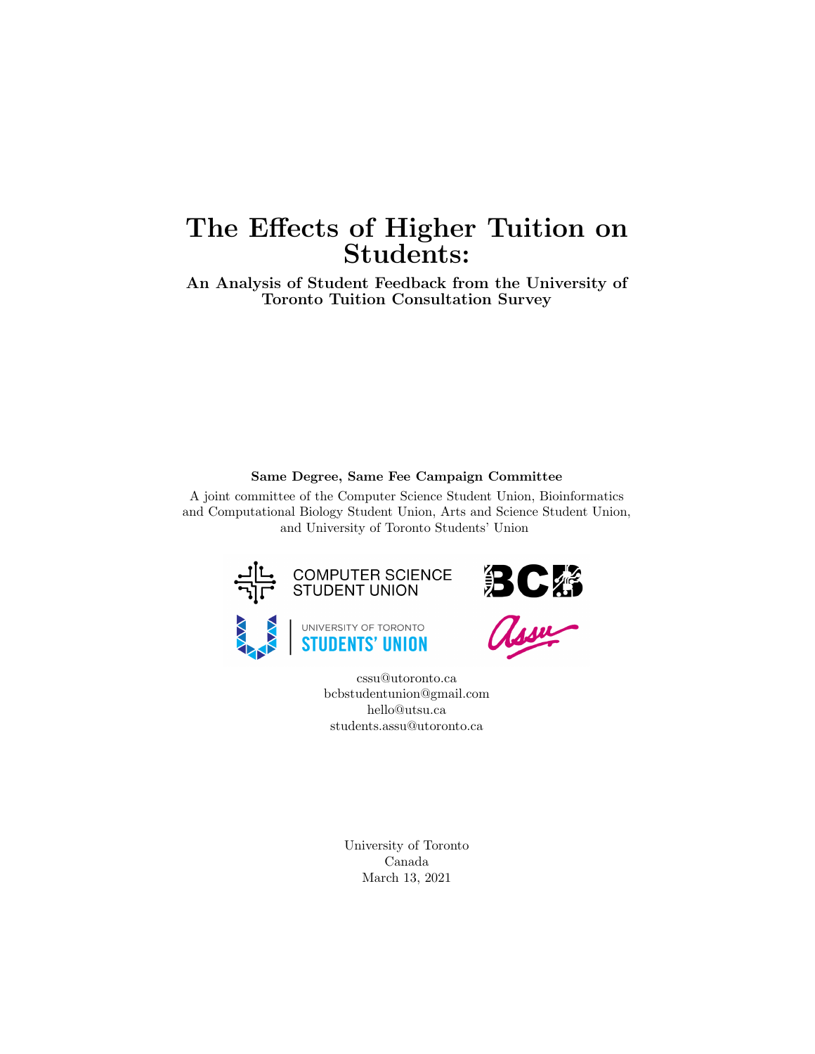# The Effects of Higher Tuition on Students:

## An Analysis of Student Feedback from the University of Toronto Tuition Consultation Survey

**Same Degree, Same Fee Campaign Committee**

A joint committee of the Computer Science Student Union, Bioinformatics and Computational Biology Student Union, Arts and Science Student Union, and University of Toronto Students' Union

cssu@utoronto.ca
bcbstudentunion@gmail.com
hello@utsu.ca
students.assu@utoronto.ca

University of Toronto
Canada
March 13, 2021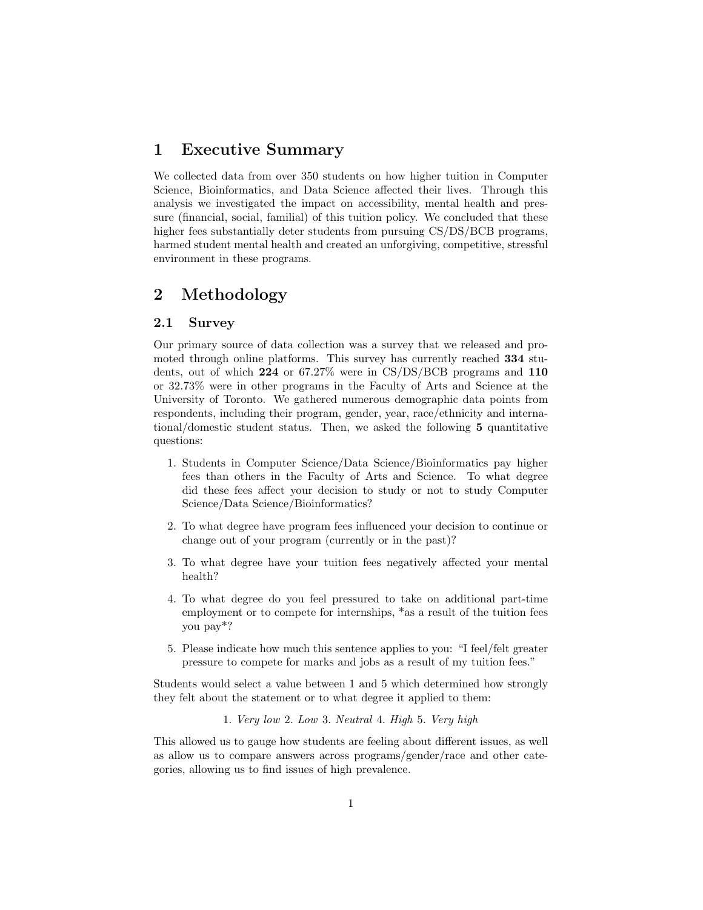# 1 Executive Summary

We collected data from over 350 students on how higher tuition in Computer Science, Bioinformatics, and Data Science affected their lives. Through this analysis we investigated the impact on accessibility, mental health and pressure (financial, social, familial) of this tuition policy. We concluded that these higher fees substantially deter students from pursuing CS/DS/BCB programs, harmed student mental health and created an unforgiving, competitive, stressful environment in these programs.

# 2 Methodology

## 2.1 Survey

Our primary source of data collection was a survey that we released and promoted through online platforms. This survey has currently reached **334** students, out of which **224** or 67.27% were in CS/DS/BCB programs and **110** or 32.73% were in other programs in the Faculty of Arts and Science at the University of Toronto. We gathered numerous demographic data points from respondents, including their program, gender, year, race/ethnicity and international/domestic student status. Then, we asked the following **5** quantitative questions:

1. Students in Computer Science/Data Science/Bioinformatics pay higher fees than others in the Faculty of Arts and Science. To what degree did these fees affect your decision to study or not to study Computer Science/Data Science/Bioinformatics?
2. To what degree have program fees influenced your decision to continue or change out of your program (currently or in the past)?
3. To what degree have your tuition fees negatively affected your mental health?
4. To what degree do you feel pressured to take on additional part-time employment or to compete for internships, *as a result of the tuition fees you pay*?
5. Please indicate how much this sentence applies to you: "I feel/felt greater pressure to compete for marks and jobs as a result of my tuition fees."

Students would select a value between 1 and 5 which determined how strongly they felt about the statement or to what degree it applied to them:

1. *Very low* 2. *Low* 3. *Neutral* 4. *High* 5. *Very high*

This allowed us to gauge how students are feeling about different issues, as well as allow us to compare answers across programs/gender/race and other categories, allowing us to find issues of high prevalence.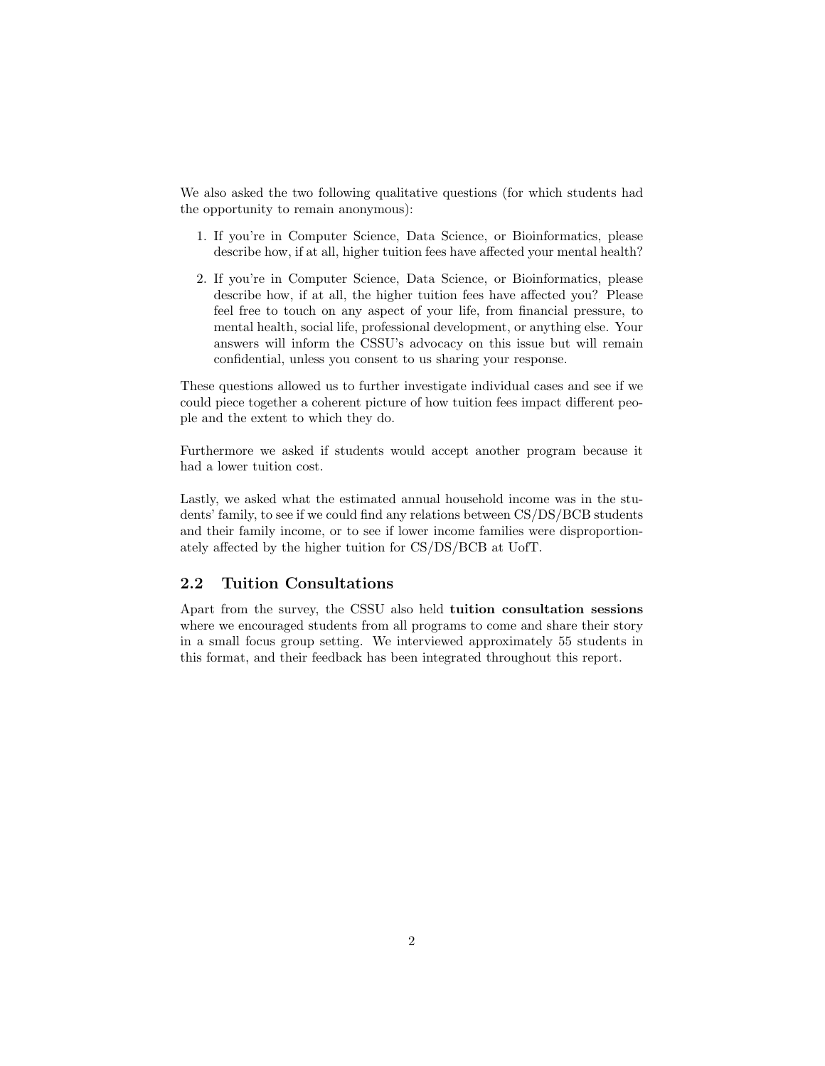We also asked the two following qualitative questions (for which students had the opportunity to remain anonymous):

1. If you're in Computer Science, Data Science, or Bioinformatics, please describe how, if at all, higher tuition fees have affected your mental health?
2. If you're in Computer Science, Data Science, or Bioinformatics, please describe how, if at all, the higher tuition fees have affected you? Please feel free to touch on any aspect of your life, from financial pressure, to mental health, social life, professional development, or anything else. Your answers will inform the CSSU's advocacy on this issue but will remain confidential, unless you consent to us sharing your response.

These questions allowed us to further investigate individual cases and see if we could piece together a coherent picture of how tuition fees impact different people and the extent to which they do.

Furthermore we asked if students would accept another program because it had a lower tuition cost.

Lastly, we asked what the estimated annual household income was in the students' family, to see if we could find any relations between CS/DS/BCB students and their family income, or to see if lower income families were disproportionately affected by the higher tuition for CS/DS/BCB at UofT.

## 2.2 Tuition Consultations

Apart from the survey, the CSSU also held **tuition consultation sessions** where we encouraged students from all programs to come and share their story in a small focus group setting. We interviewed approximately 55 students in this format, and their feedback has been integrated throughout this report.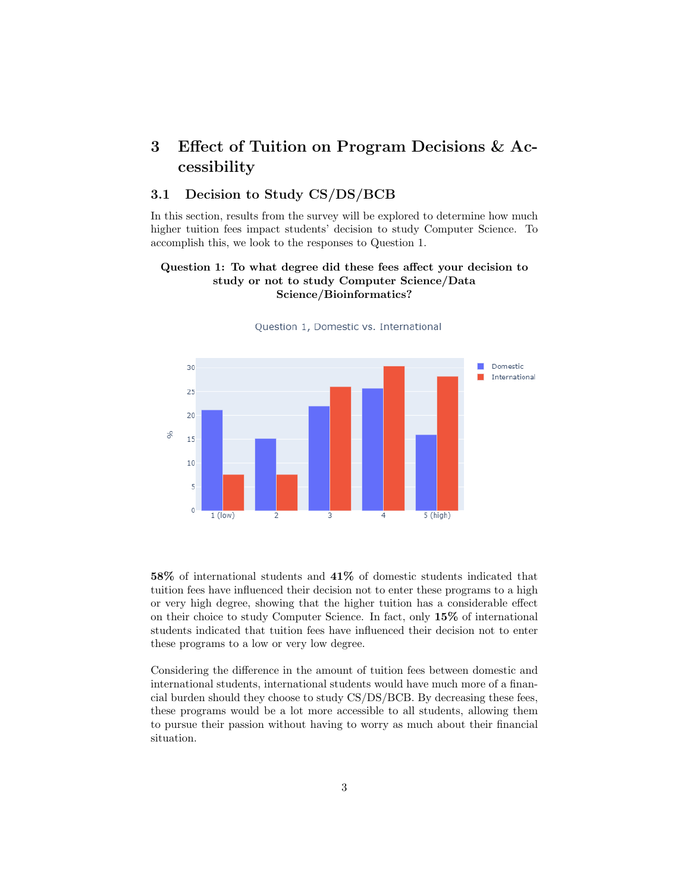# 3 Effect of Tuition on Program Decisions & Accessibility

## 3.1 Decision to Study CS/DS/BCB

In this section, results from the survey will be explored to determine how much higher tuition fees impact students' decision to study Computer Science. To accomplish this, we look to the responses to Question 1.

**Question 1: To what degree did these fees affect your decision to study or not to study Computer Science/Data Science/Bioinformatics?**

**58%** of international students and **41%** of domestic students indicated that tuition fees have influenced their decision not to enter these programs to a high or very high degree, showing that the higher tuition has a considerable effect on their choice to study Computer Science. In fact, only **15%** of international students indicated that tuition fees have influenced their decision not to enter these programs to a low or very low degree.

Considering the difference in the amount of tuition fees between domestic and international students, international students would have much more of a financial burden should they choose to study CS/DS/BCB. By decreasing these fees, these programs would be a lot more accessible to all students, allowing them to pursue their passion without having to worry as much about their financial situation.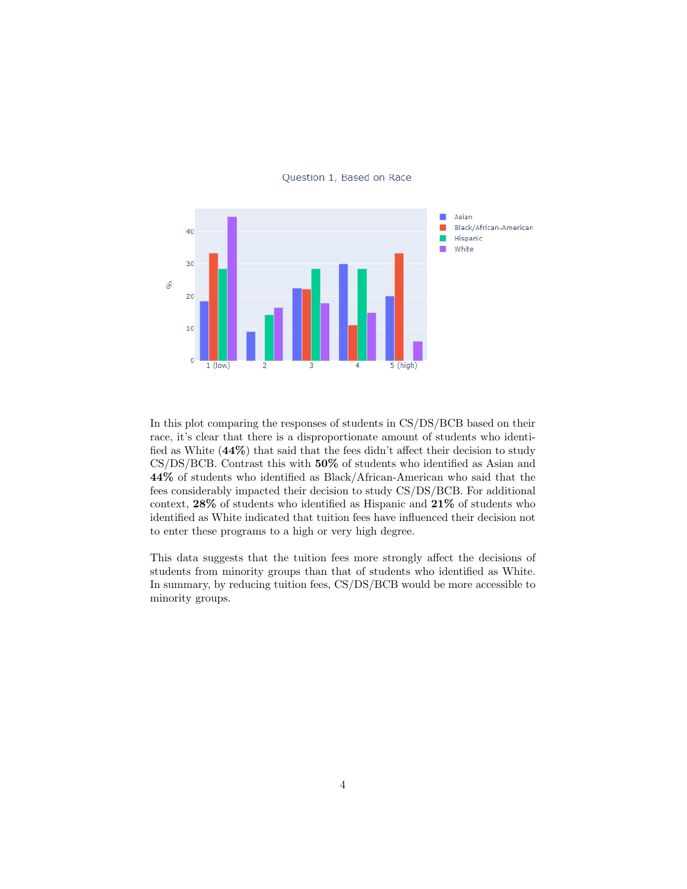Question 1, Based on Race

In this plot comparing the responses of students in CS/DS/BCB based on their race, it's clear that there is a disproportionate amount of students who identified as White (**44%**) that said that the fees didn't affect their decision to study CS/DS/BCB. Contrast this with **50%** of students who identified as Asian and **44%** of students who identified as Black/African-American who said that the fees considerably impacted their decision to study CS/DS/BCB. For additional context, **28%** of students who identified as Hispanic and **21%** of students who identified as White indicated that tuition fees have influenced their decision not to enter these programs to a high or very high degree.

This data suggests that the tuition fees more strongly affect the decisions of students from minority groups than that of students who identified as White. In summary, by reducing tuition fees, CS/DS/BCB would be more accessible to minority groups.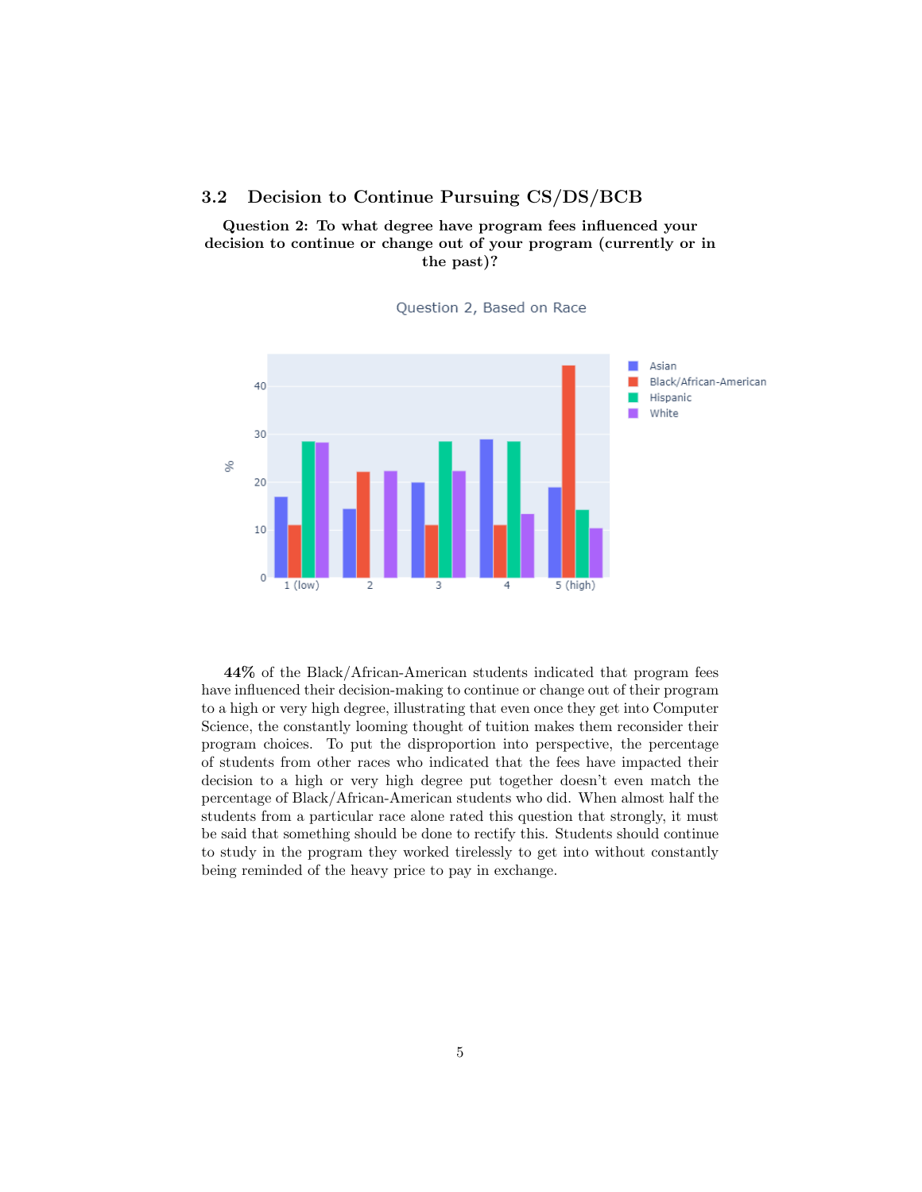## 3.2 Decision to Continue Pursuing CS/DS/BCB

**Question 2: To what degree have program fees influenced your decision to continue or change out of your program (currently or in the past)?**

**44%** of the Black/African-American students indicated that program fees have influenced their decision-making to continue or change out of their program to a high or very high degree, illustrating that even once they get into Computer Science, the constantly looming thought of tuition makes them reconsider their program choices. To put the disproportion into perspective, the percentage of students from other races who indicated that the fees have impacted their decision to a high or very high degree put together doesn't even match the percentage of Black/African-American students who did. When almost half the students from a particular race alone rated this question that strongly, it must be said that something should be done to rectify this. Students should continue to study in the program they worked tirelessly to get into without constantly being reminded of the heavy price to pay in exchange.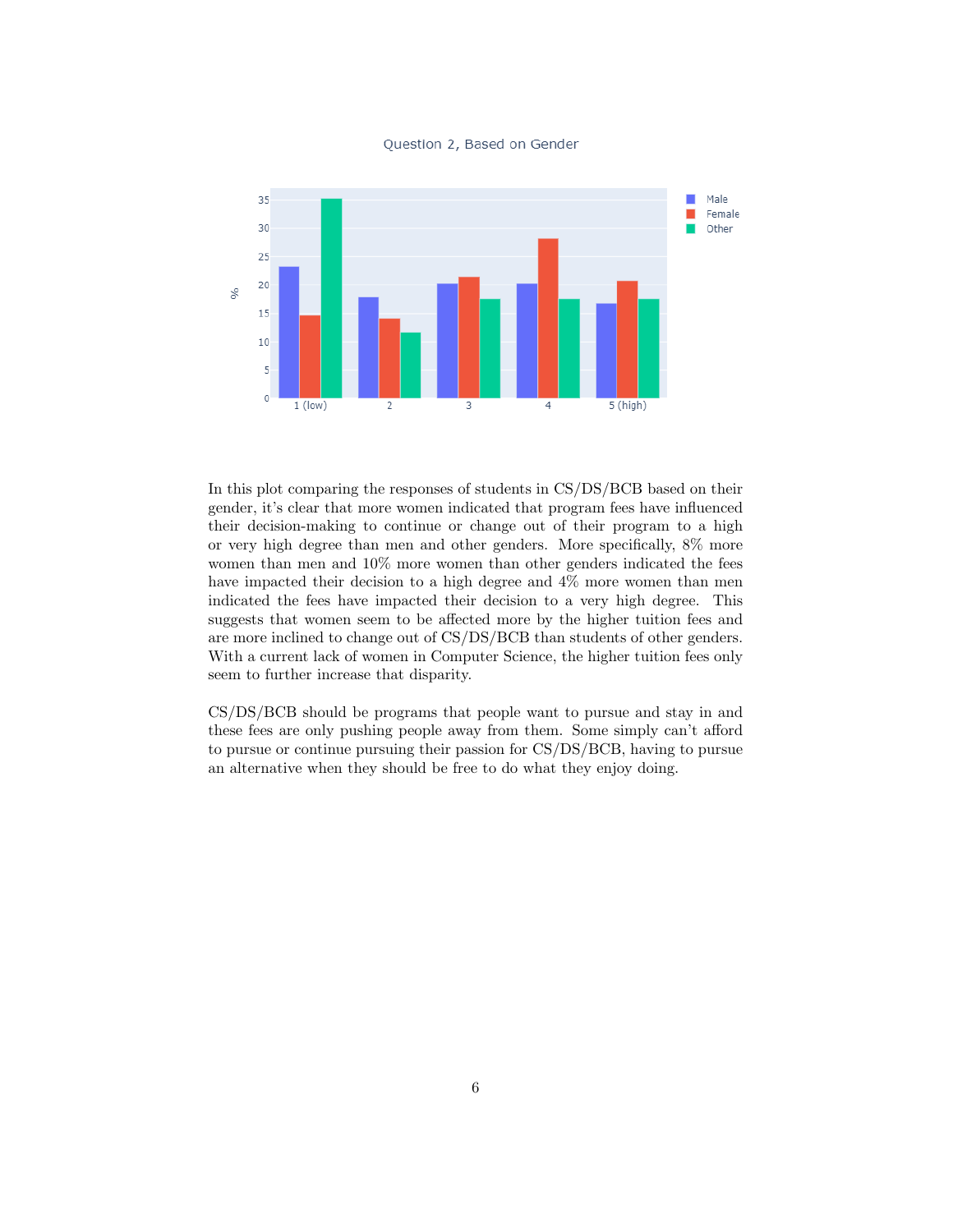In this plot comparing the responses of students in CS/DS/BCB based on their gender, it's clear that more women indicated that program fees have influenced their decision-making to continue or change out of their program to a high or very high degree than men and other genders. More specifically, 8% more women than men and 10% more women than other genders indicated the fees have impacted their decision to a high degree and 4% more women than men indicated the fees have impacted their decision to a very high degree. This suggests that women seem to be affected more by the higher tuition fees and are more inclined to change out of CS/DS/BCB than students of other genders. With a current lack of women in Computer Science, the higher tuition fees only seem to further increase that disparity.

CS/DS/BCB should be programs that people want to pursue and stay in and these fees are only pushing people away from them. Some simply can't afford to pursue or continue pursuing their passion for CS/DS/BCB, having to pursue an alternative when they should be free to do what they enjoy doing.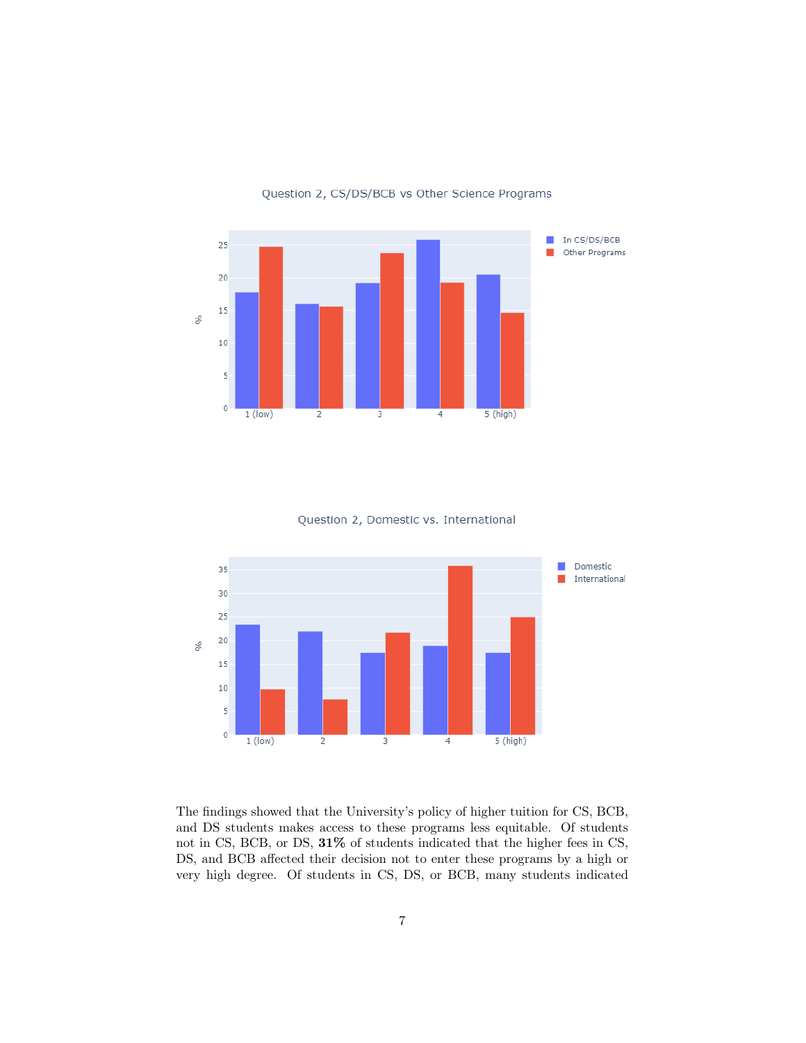Question 2, CS/DS/BCB vs Other Science Programs

Question 2, Domestic vs. International

The findings showed that the University's policy of higher tuition for CS, BCB, and DS students makes access to these programs less equitable. Of students not in CS, BCB, or DS, **31%** of students indicated that the higher fees in CS, DS, and BCB affected their decision not to enter these programs by a high or very high degree. Of students in CS, DS, or BCB, many students indicated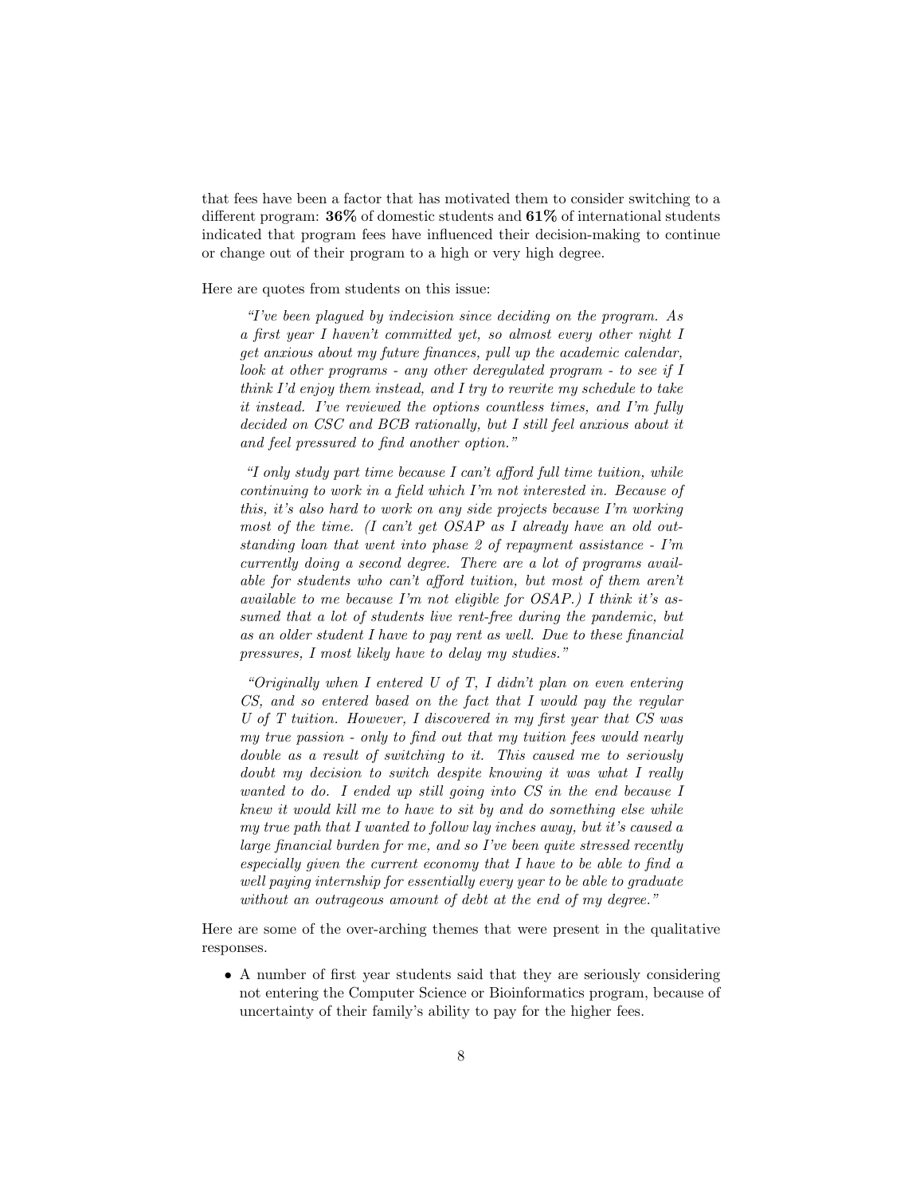that fees have been a factor that has motivated them to consider switching to a different program: **36%** of domestic students and **61%** of international students indicated that program fees have influenced their decision-making to continue or change out of their program to a high or very high degree.

Here are quotes from students on this issue:

> *"I've been plagued by indecision since deciding on the program. As a first year I haven't committed yet, so almost every other night I get anxious about my future finances, pull up the academic calendar, look at other programs - any other deregulated program - to see if I think I'd enjoy them instead, and I try to rewrite my schedule to take it instead. I've reviewed the options countless times, and I'm fully decided on CSC and BCB rationally, but I still feel anxious about it and feel pressured to find another option."*

> *"I only study part time because I can't afford full time tuition, while continuing to work in a field which I'm not interested in. Because of this, it's also hard to work on any side projects because I'm working most of the time. (I can't get OSAP as I already have an old outstanding loan that went into phase 2 of repayment assistance - I'm currently doing a second degree. There are a lot of programs available for students who can't afford tuition, but most of them aren't available to me because I'm not eligible for OSAP.) I think it's assumed that a lot of students live rent-free during the pandemic, but as an older student I have to pay rent as well. Due to these financial pressures, I most likely have to delay my studies."*

> *"Originally when I entered U of T, I didn't plan on even entering CS, and so entered based on the fact that I would pay the regular U of T tuition. However, I discovered in my first year that CS was my true passion - only to find out that my tuition fees would nearly double as a result of switching to it. This caused me to seriously doubt my decision to switch despite knowing it was what I really wanted to do. I ended up still going into CS in the end because I knew it would kill me to have to sit by and do something else while my true path that I wanted to follow lay inches away, but it's caused a large financial burden for me, and so I've been quite stressed recently especially given the current economy that I have to be able to find a well paying internship for essentially every year to be able to graduate without an outrageous amount of debt at the end of my degree."*

Here are some of the over-arching themes that were present in the qualitative responses.

- A number of first year students said that they are seriously considering not entering the Computer Science or Bioinformatics program, because of uncertainty of their family's ability to pay for the higher fees.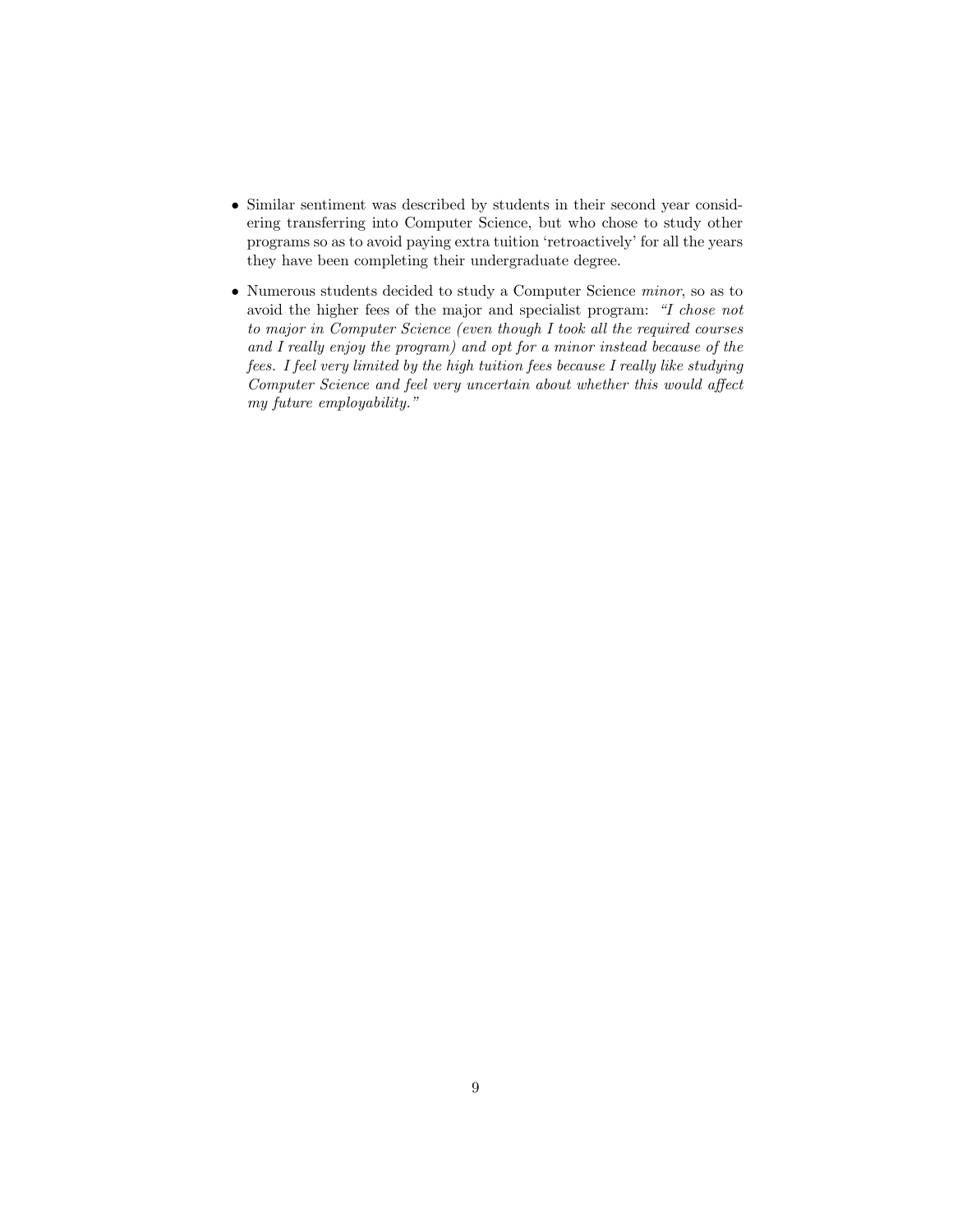- Similar sentiment was described by students in their second year considering transferring into Computer Science, but who chose to study other programs so as to avoid paying extra tuition 'retroactively' for all the years they have been completing their undergraduate degree.

- Numerous students decided to study a Computer Science *minor*, so as to avoid the higher fees of the major and specialist program: *"I chose not to major in Computer Science (even though I took all the required courses and I really enjoy the program) and opt for a minor instead because of the fees. I feel very limited by the high tuition fees because I really like studying Computer Science and feel very uncertain about whether this would affect my future employability."*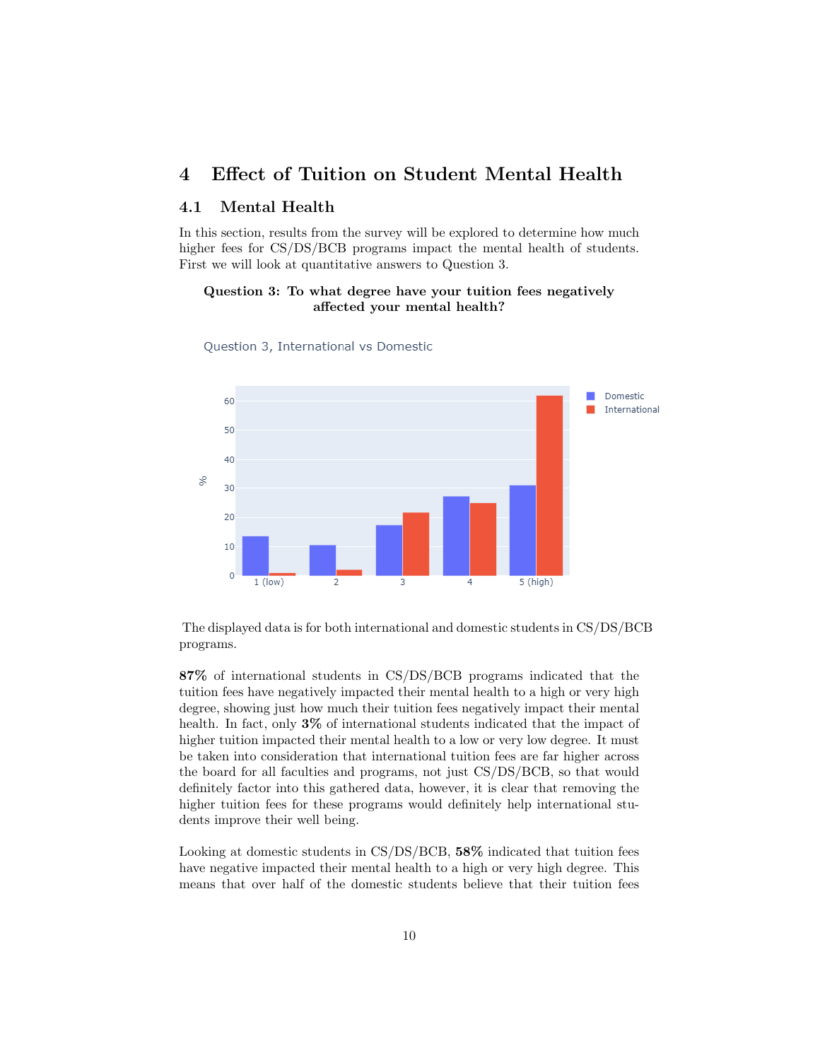# 4 Effect of Tuition on Student Mental Health

## 4.1 Mental Health

In this section, results from the survey will be explored to determine how much higher fees for CS/DS/BCB programs impact the mental health of students. First we will look at quantitative answers to Question 3.

**Question 3: To what degree have your tuition fees negatively affected your mental health?**

The displayed data is for both international and domestic students in CS/DS/BCB programs.

**87%** of international students in CS/DS/BCB programs indicated that the tuition fees have negatively impacted their mental health to a high or very high degree, showing just how much their tuition fees negatively impact their mental health. In fact, only **3%** of international students indicated that the impact of higher tuition impacted their mental health to a low or very low degree. It must be taken into consideration that international tuition fees are far higher across the board for all faculties and programs, not just CS/DS/BCB, so that would definitely factor into this gathered data, however, it is clear that removing the higher tuition fees for these programs would definitely help international students improve their well being.

Looking at domestic students in CS/DS/BCB, **58%** indicated that tuition fees have negative impacted their mental health to a high or very high degree. This means that over half of the domestic students believe that their tuition fees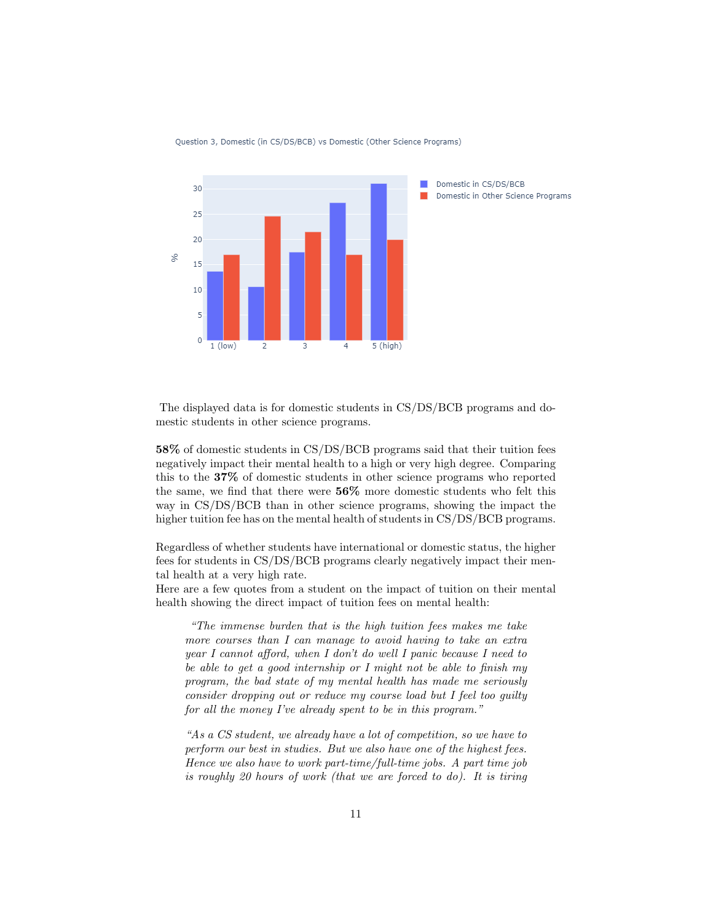Question 3, Domestic (in CS/DS/BCB) vs Domestic (Other Science Programs)

The displayed data is for domestic students in CS/DS/BCB programs and domestic students in other science programs.

**58%** of domestic students in CS/DS/BCB programs said that their tuition fees negatively impact their mental health to a high or very high degree. Comparing this to the **37%** of domestic students in other science programs who reported the same, we find that there were **56%** more domestic students who felt this way in CS/DS/BCB than in other science programs, showing the impact the higher tuition fee has on the mental health of students in CS/DS/BCB programs.

Regardless of whether students have international or domestic status, the higher fees for students in CS/DS/BCB programs clearly negatively impact their mental health at a very high rate.
Here are a few quotes from a student on the impact of tuition on their mental health showing the direct impact of tuition fees on mental health:

> *"The immense burden that is the high tuition fees makes me take more courses than I can manage to avoid having to take an extra year I cannot afford, when I don't do well I panic because I need to be able to get a good internship or I might not be able to finish my program, the bad state of my mental health has made me seriously consider dropping out or reduce my course load but I feel too guilty for all the money I've already spent to be in this program."*

> *"As a CS student, we already have a lot of competition, so we have to perform our best in studies. But we also have one of the highest fees. Hence we also have to work part-time/full-time jobs. A part time job is roughly 20 hours of work (that we are forced to do). It is tiring*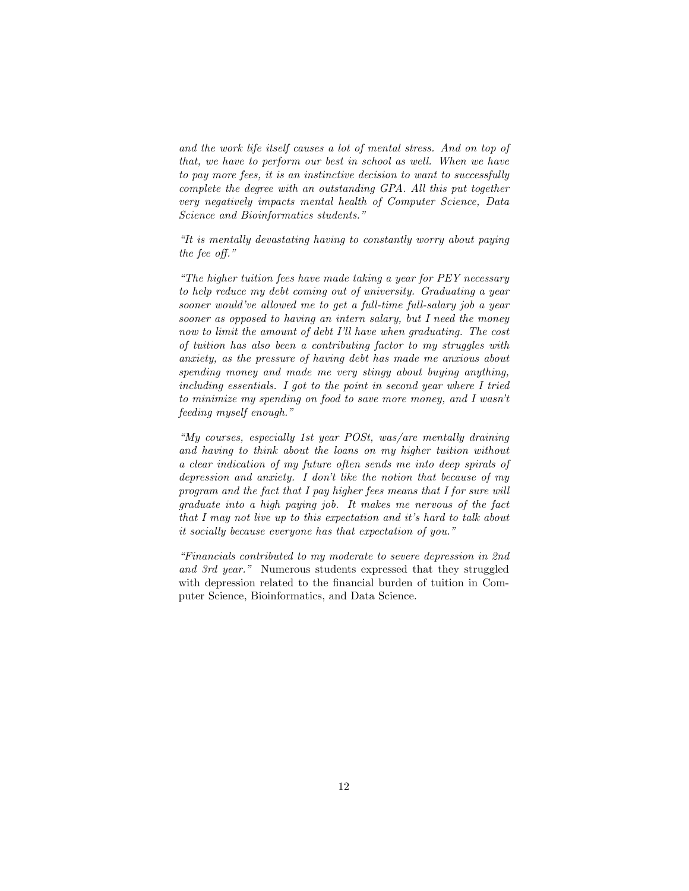*and the work life itself causes a lot of mental stress. And on top of that, we have to perform our best in school as well. When we have to pay more fees, it is an instinctive decision to want to successfully complete the degree with an outstanding GPA. All this put together very negatively impacts mental health of Computer Science, Data Science and Bioinformatics students."*

*"It is mentally devastating having to constantly worry about paying the fee off."*

*"The higher tuition fees have made taking a year for PEY necessary to help reduce my debt coming out of university. Graduating a year sooner would've allowed me to get a full-time full-salary job a year sooner as opposed to having an intern salary, but I need the money now to limit the amount of debt I'll have when graduating. The cost of tuition has also been a contributing factor to my struggles with anxiety, as the pressure of having debt has made me anxious about spending money and made me very stingy about buying anything, including essentials. I got to the point in second year where I tried to minimize my spending on food to save more money, and I wasn't feeding myself enough."*

*"My courses, especially 1st year POSt, was/are mentally draining and having to think about the loans on my higher tuition without a clear indication of my future often sends me into deep spirals of depression and anxiety. I don't like the notion that because of my program and the fact that I pay higher fees means that I for sure will graduate into a high paying job. It makes me nervous of the fact that I may not live up to this expectation and it's hard to talk about it socially because everyone has that expectation of you."*

*"Financials contributed to my moderate to severe depression in 2nd and 3rd year."* Numerous students expressed that they struggled with depression related to the financial burden of tuition in Computer Science, Bioinformatics, and Data Science.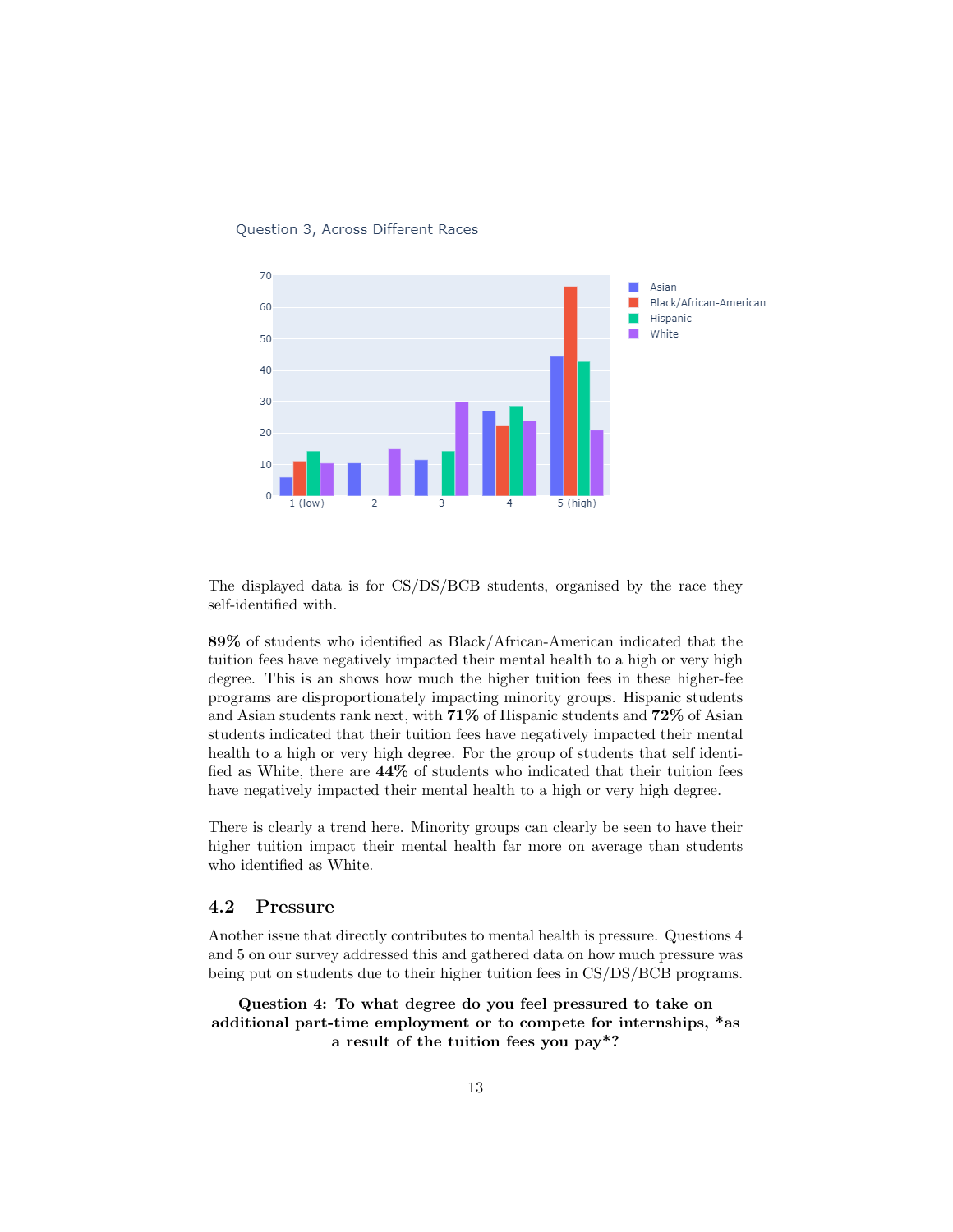Question 3, Across Different Races

The displayed data is for CS/DS/BCB students, organised by the race they self-identified with.

**89%** of students who identified as Black/African-American indicated that the tuition fees have negatively impacted their mental health to a high or very high degree. This is an shows how much the higher tuition fees in these higher-fee programs are disproportionately impacting minority groups. Hispanic students and Asian students rank next, with **71%** of Hispanic students and **72%** of Asian students indicated that their tuition fees have negatively impacted their mental health to a high or very high degree. For the group of students that self identified as White, there are **44%** of students who indicated that their tuition fees have negatively impacted their mental health to a high or very high degree.

There is clearly a trend here. Minority groups can clearly be seen to have their higher tuition impact their mental health far more on average than students who identified as White.

## 4.2 Pressure

Another issue that directly contributes to mental health is pressure. Questions 4 and 5 on our survey addressed this and gathered data on how much pressure was being put on students due to their higher tuition fees in CS/DS/BCB programs.

**Question 4: To what degree do you feel pressured to take on additional part-time employment or to compete for internships, \*as a result of the tuition fees you pay\*?**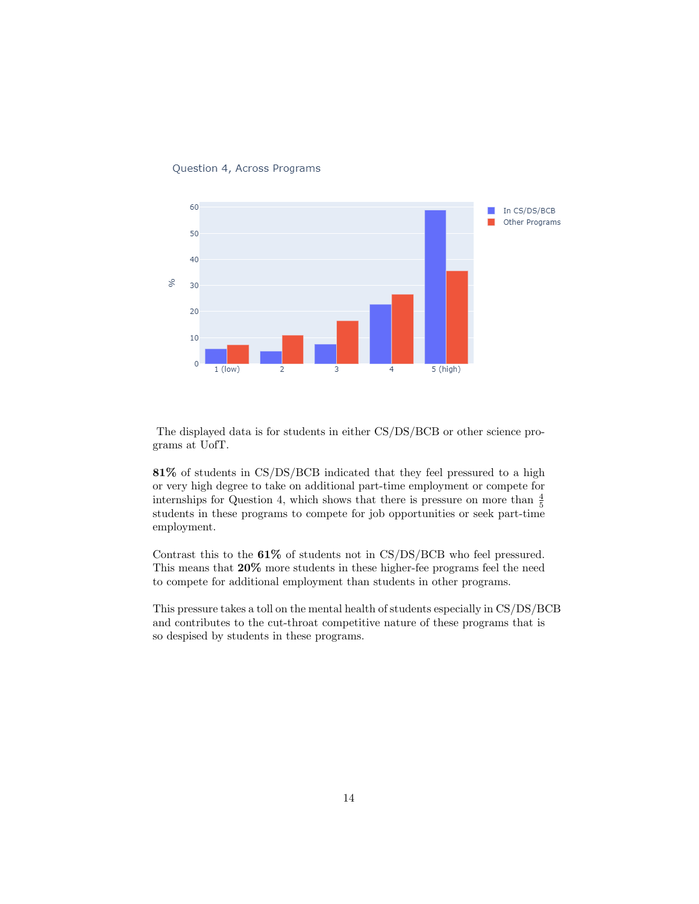Question 4, Across Programs

The displayed data is for students in either CS/DS/BCB or other science programs at UofT.

**81%** of students in CS/DS/BCB indicated that they feel pressured to a high or very high degree to take on additional part-time employment or compete for internships for Question 4, which shows that there is pressure on more than $\frac{4}{5}$ students in these programs to compete for job opportunities or seek part-time employment.

Contrast this to the **61%** of students not in CS/DS/BCB who feel pressured. This means that **20%** more students in these higher-fee programs feel the need to compete for additional employment than students in other programs.

This pressure takes a toll on the mental health of students especially in CS/DS/BCB and contributes to the cut-throat competitive nature of these programs that is so despised by students in these programs.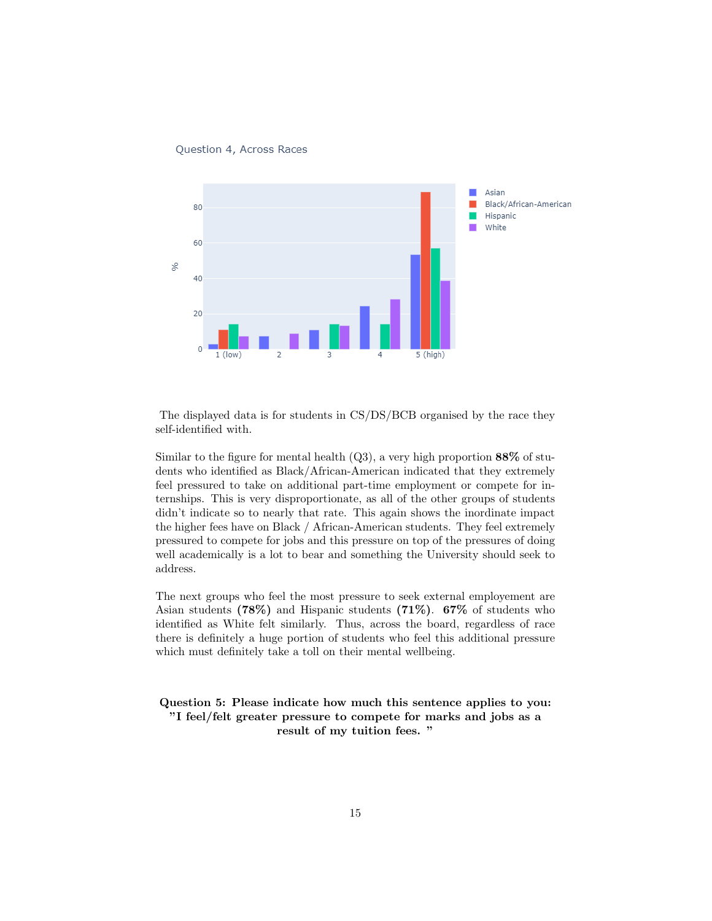Question 4, Across Races

The displayed data is for students in CS/DS/BCB organised by the race they self-identified with.

Similar to the figure for mental health (Q3), a very high proportion **88%** of students who identified as Black/African-American indicated that they extremely feel pressured to take on additional part-time employment or compete for internships. This is very disproportionate, as all of the other groups of students didn't indicate so to nearly that rate. This again shows the inordinate impact the higher fees have on Black / African-American students. They feel extremely pressured to compete for jobs and this pressure on top of the pressures of doing well academically is a lot to bear and something the University should seek to address.

The next groups who feel the most pressure to seek external employement are Asian students **(78%)** and Hispanic students **(71%)**. **67%** of students who identified as White felt similarly. Thus, across the board, regardless of race there is definitely a huge portion of students who feel this additional pressure which must definitely take a toll on their mental wellbeing.

### Question 5: Please indicate how much this sentence applies to you: "I feel/felt greater pressure to compete for marks and jobs as a result of my tuition fees. "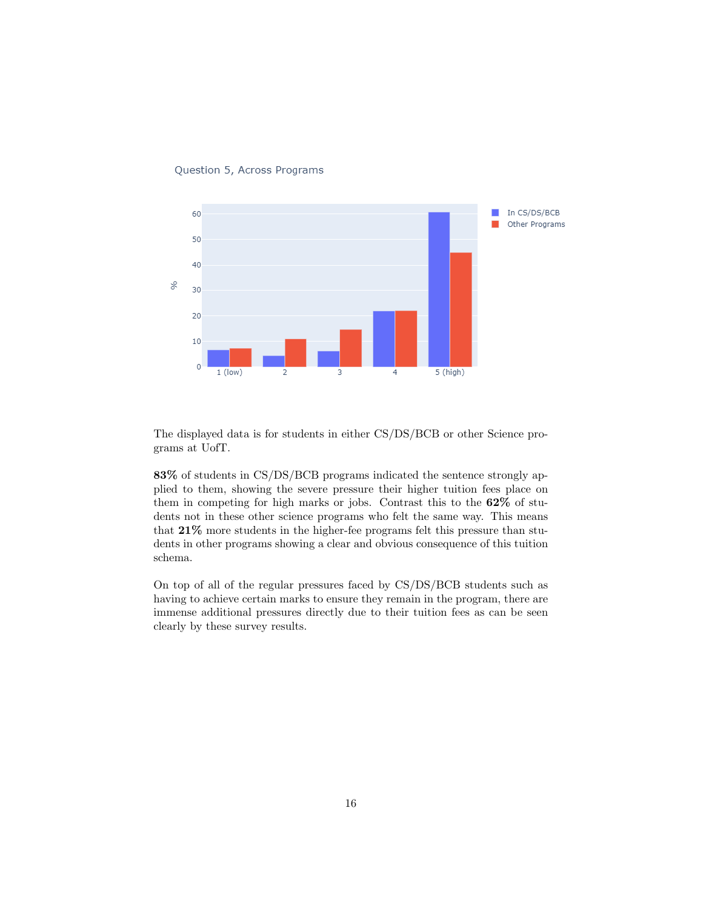Question 5, Across Programs

The displayed data is for students in either CS/DS/BCB or other Science programs at UofT.

**83%** of students in CS/DS/BCB programs indicated the sentence strongly applied to them, showing the severe pressure their higher tuition fees place on them in competing for high marks or jobs. Contrast this to the **62%** of students not in these other science programs who felt the same way. This means that **21%** more students in the higher-fee programs felt this pressure than students in other programs showing a clear and obvious consequence of this tuition schema.

On top of all of the regular pressures faced by CS/DS/BCB students such as having to achieve certain marks to ensure they remain in the program, there are immense additional pressures directly due to their tuition fees as can be seen clearly by these survey results.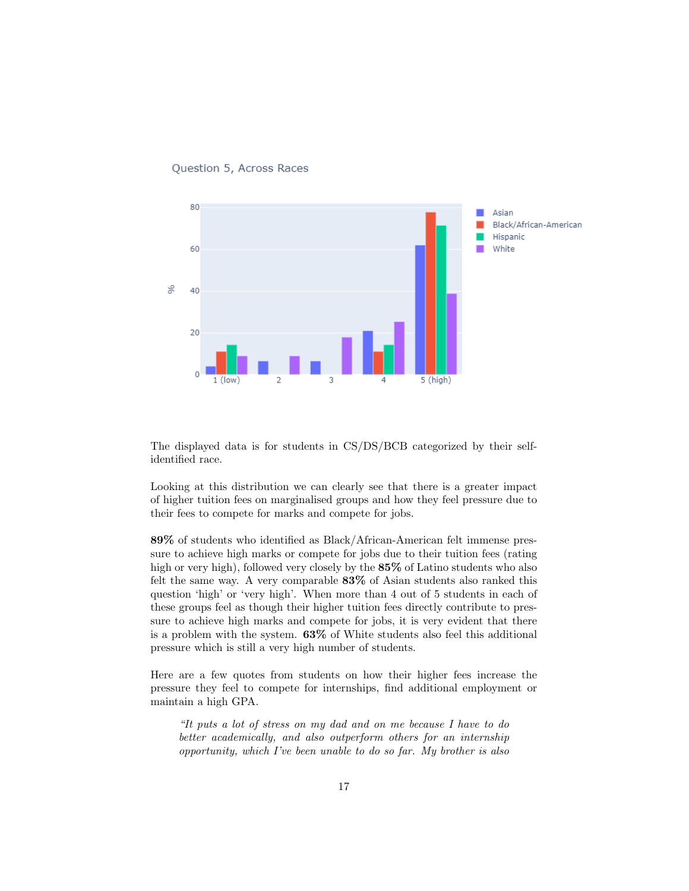Question 5, Across Races

The displayed data is for students in CS/DS/BCB categorized by their self-identified race.

Looking at this distribution we can clearly see that there is a greater impact of higher tuition fees on marginalised groups and how they feel pressure due to their fees to compete for marks and compete for jobs.

**89%** of students who identified as Black/African-American felt immense pressure to achieve high marks or compete for jobs due to their tuition fees (rating high or very high), followed very closely by the **85%** of Latino students who also felt the same way. A very comparable **83%** of Asian students also ranked this question 'high' or 'very high'. When more than 4 out of 5 students in each of these groups feel as though their higher tuition fees directly contribute to pressure to achieve high marks and compete for jobs, it is very evident that there is a problem with the system. **63%** of White students also feel this additional pressure which is still a very high number of students.

Here are a few quotes from students on how their higher fees increase the pressure they feel to compete for internships, find additional employment or maintain a high GPA.

> *"It puts a lot of stress on my dad and on me because I have to do better academically, and also outperform others for an internship opportunity, which I've been unable to do so far. My brother is also*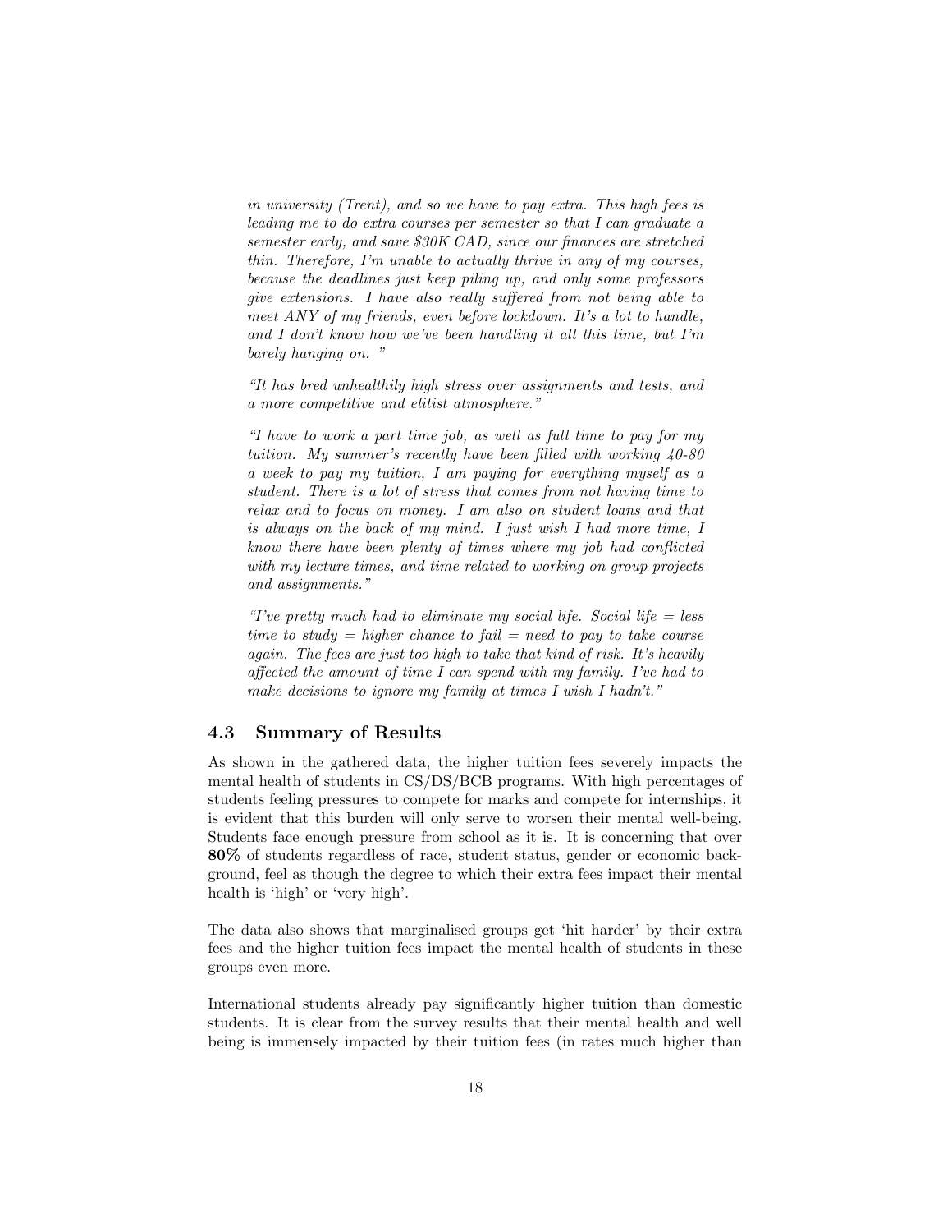*in university (Trent), and so we have to pay extra. This high fees is leading me to do extra courses per semester so that I can graduate a semester early, and save $30K CAD, since our finances are stretched thin. Therefore, I'm unable to actually thrive in any of my courses, because the deadlines just keep piling up, and only some professors give extensions. I have also really suffered from not being able to meet ANY of my friends, even before lockdown. It's a lot to handle, and I don't know how we've been handling it all this time, but I'm barely hanging on. "*

*"It has bred unhealthily high stress over assignments and tests, and a more competitive and elitist atmosphere."*

*"I have to work a part time job, as well as full time to pay for my tuition. My summer's recently have been filled with working 40-80 a week to pay my tuition, I am paying for everything myself as a student. There is a lot of stress that comes from not having time to relax and to focus on money. I am also on student loans and that is always on the back of my mind. I just wish I had more time, I know there have been plenty of times where my job had conflicted with my lecture times, and time related to working on group projects and assignments."*

*"I've pretty much had to eliminate my social life. Social life = less time to study = higher chance to fail = need to pay to take course again. The fees are just too high to take that kind of risk. It's heavily affected the amount of time I can spend with my family. I've had to make decisions to ignore my family at times I wish I hadn't."*

### 4.3 Summary of Results

As shown in the gathered data, the higher tuition fees severely impacts the mental health of students in CS/DS/BCB programs. With high percentages of students feeling pressures to compete for marks and compete for internships, it is evident that this burden will only serve to worsen their mental well-being. Students face enough pressure from school as it is. It is concerning that over **80%** of students regardless of race, student status, gender or economic background, feel as though the degree to which their extra fees impact their mental health is 'high' or 'very high'.

The data also shows that marginalised groups get 'hit harder' by their extra fees and the higher tuition fees impact the mental health of students in these groups even more.

International students already pay significantly higher tuition than domestic students. It is clear from the survey results that their mental health and well being is immensely impacted by their tuition fees (in rates much higher than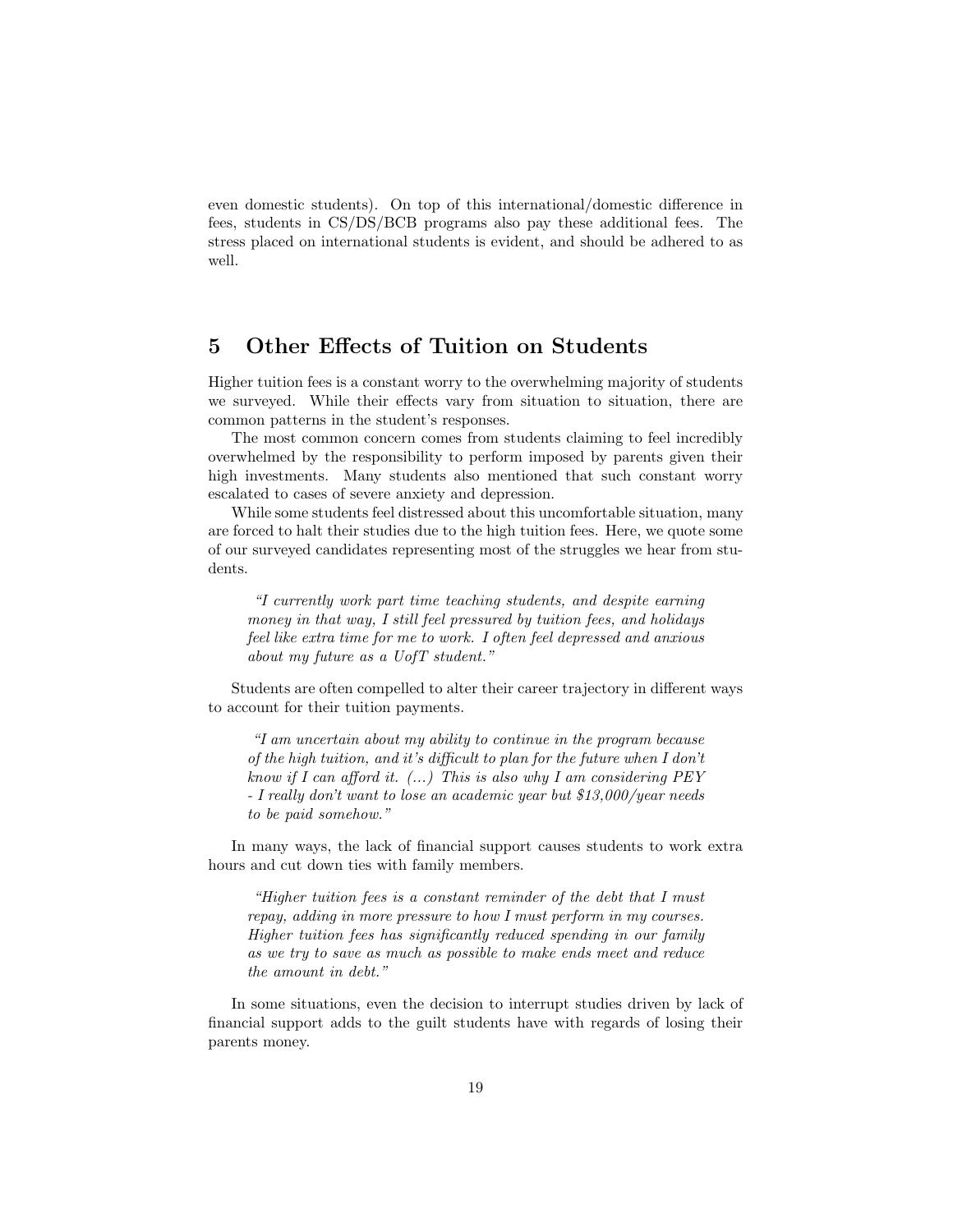even domestic students). On top of this international/domestic difference in fees, students in CS/DS/BCB programs also pay these additional fees. The stress placed on international students is evident, and should be adhered to as well.

## 5 Other Effects of Tuition on Students

Higher tuition fees is a constant worry to the overwhelming majority of students we surveyed. While their effects vary from situation to situation, there are common patterns in the student's responses.

The most common concern comes from students claiming to feel incredibly overwhelmed by the responsibility to perform imposed by parents given their high investments. Many students also mentioned that such constant worry escalated to cases of severe anxiety and depression.

While some students feel distressed about this uncomfortable situation, many are forced to halt their studies due to the high tuition fees. Here, we quote some of our surveyed candidates representing most of the struggles we hear from students.

> *"I currently work part time teaching students, and despite earning money in that way, I still feel pressured by tuition fees, and holidays feel like extra time for me to work. I often feel depressed and anxious about my future as a UofT student."*

Students are often compelled to alter their career trajectory in different ways to account for their tuition payments.

> *"I am uncertain about my ability to continue in the program because of the high tuition, and it's difficult to plan for the future when I don't know if I can afford it. (...) This is also why I am considering PEY - I really don't want to lose an academic year but $13,000/year needs to be paid somehow."*

In many ways, the lack of financial support causes students to work extra hours and cut down ties with family members.

> *"Higher tuition fees is a constant reminder of the debt that I must repay, adding in more pressure to how I must perform in my courses. Higher tuition fees has significantly reduced spending in our family as we try to save as much as possible to make ends meet and reduce the amount in debt."*

In some situations, even the decision to interrupt studies driven by lack of financial support adds to the guilt students have with regards of losing their parents money.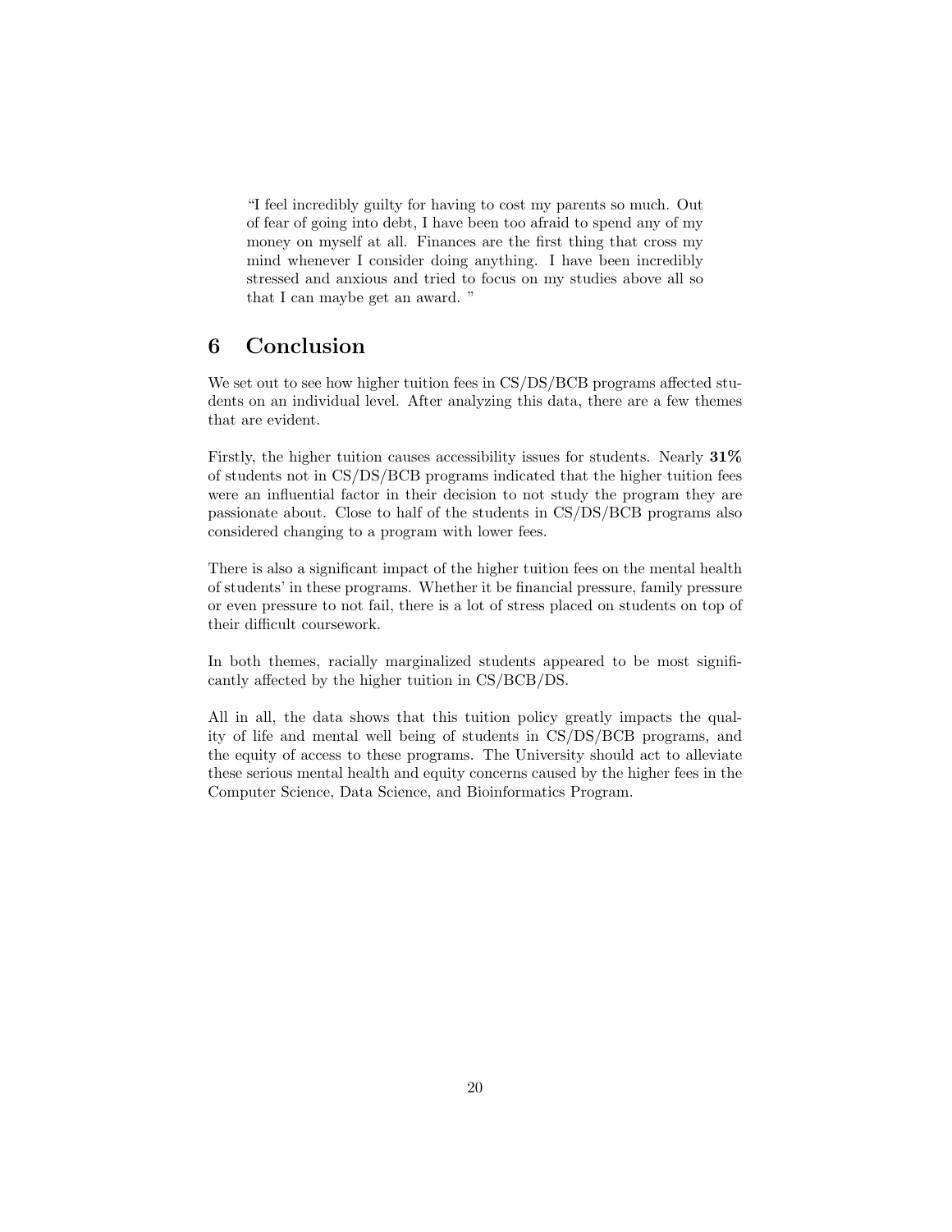> "I feel incredibly guilty for having to cost my parents so much. Out of fear of going into debt, I have been too afraid to spend any of my money on myself at all. Finances are the first thing that cross my mind whenever I consider doing anything. I have been incredibly stressed and anxious and tried to focus on my studies above all so that I can maybe get an award. "

## 6 Conclusion

We set out to see how higher tuition fees in CS/DS/BCB programs affected students on an individual level. After analyzing this data, there are a few themes that are evident.

Firstly, the higher tuition causes accessibility issues for students. Nearly **31%** of students not in CS/DS/BCB programs indicated that the higher tuition fees were an influential factor in their decision to not study the program they are passionate about. Close to half of the students in CS/DS/BCB programs also considered changing to a program with lower fees.

There is also a significant impact of the higher tuition fees on the mental health of students' in these programs. Whether it be financial pressure, family pressure or even pressure to not fail, there is a lot of stress placed on students on top of their difficult coursework.

In both themes, racially marginalized students appeared to be most significantly affected by the higher tuition in CS/BCB/DS.

All in all, the data shows that this tuition policy greatly impacts the quality of life and mental well being of students in CS/DS/BCB programs, and the equity of access to these programs. The University should act to alleviate these serious mental health and equity concerns caused by the higher fees in the Computer Science, Data Science, and Bioinformatics Program.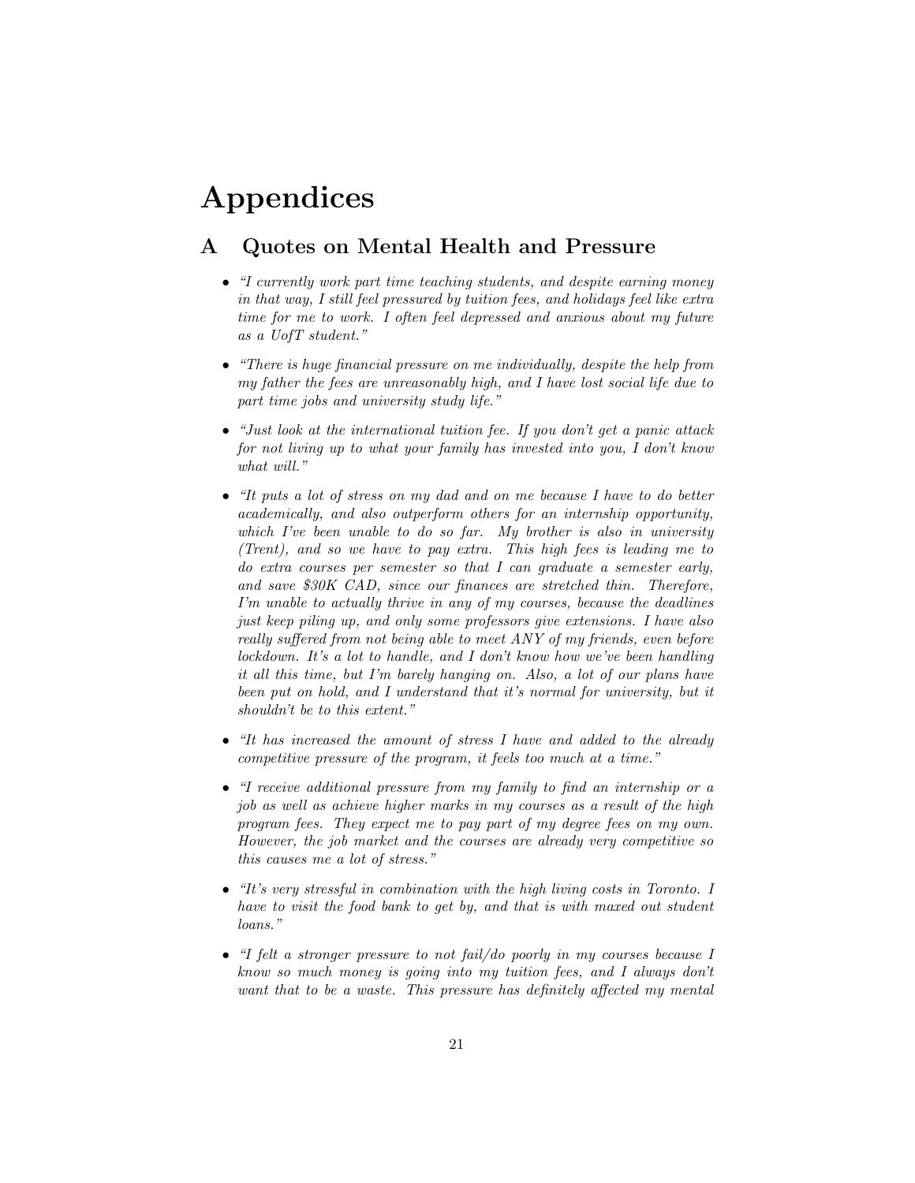# Appendices

## A Quotes on Mental Health and Pressure

- *"I currently work part time teaching students, and despite earning money in that way, I still feel pressured by tuition fees, and holidays feel like extra time for me to work. I often feel depressed and anxious about my future as a UofT student."*

- *"There is huge financial pressure on me individually, despite the help from my father the fees are unreasonably high, and I have lost social life due to part time jobs and university study life."*

- *"Just look at the international tuition fee. If you don't get a panic attack for not living up to what your family has invested into you, I don't know what will."*

- *"It puts a lot of stress on my dad and on me because I have to do better academically, and also outperform others for an internship opportunity, which I've been unable to do so far. My brother is also in university (Trent), and so we have to pay extra. This high fees is leading me to do extra courses per semester so that I can graduate a semester early, and save $30K CAD, since our finances are stretched thin. Therefore, I'm unable to actually thrive in any of my courses, because the deadlines just keep piling up, and only some professors give extensions. I have also really suffered from not being able to meet ANY of my friends, even before lockdown. It's a lot to handle, and I don't know how we've been handling it all this time, but I'm barely hanging on. Also, a lot of our plans have been put on hold, and I understand that it's normal for university, but it shouldn't be to this extent."*

- *"It has increased the amount of stress I have and added to the already competitive pressure of the program, it feels too much at a time."*

- *"I receive additional pressure from my family to find an internship or a job as well as achieve higher marks in my courses as a result of the high program fees. They expect me to pay part of my degree fees on my own. However, the job market and the courses are already very competitive so this causes me a lot of stress."*

- *"It's very stressful in combination with the high living costs in Toronto. I have to visit the food bank to get by, and that is with maxed out student loans."*

- *"I felt a stronger pressure to not fail/do poorly in my courses because I know so much money is going into my tuition fees, and I always don't want that to be a waste. This pressure has definitely affected my mental*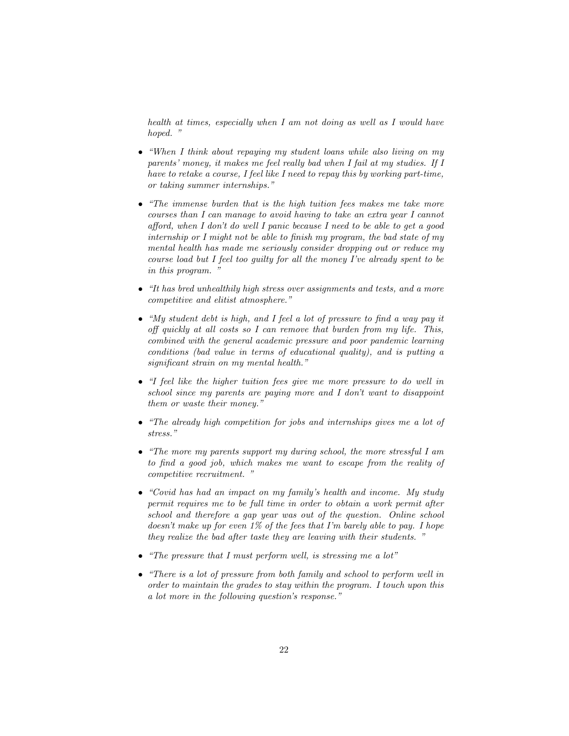*health at times, especially when I am not doing as well as I would have hoped. "*

- *"When I think about repaying my student loans while also living on my parents' money, it makes me feel really bad when I fail at my studies. If I have to retake a course, I feel like I need to repay this by working part-time, or taking summer internships."*
- *"The immense burden that is the high tuition fees makes me take more courses than I can manage to avoid having to take an extra year I cannot afford, when I don't do well I panic because I need to be able to get a good internship or I might not be able to finish my program, the bad state of my mental health has made me seriously consider dropping out or reduce my course load but I feel too guilty for all the money I've already spent to be in this program. "*
- *"It has bred unhealthily high stress over assignments and tests, and a more competitive and elitist atmosphere."*
- *"My student debt is high, and I feel a lot of pressure to find a way pay it off quickly at all costs so I can remove that burden from my life. This, combined with the general academic pressure and poor pandemic learning conditions (bad value in terms of educational quality), and is putting a significant strain on my mental health."*
- *"I feel like the higher tuition fees give me more pressure to do well in school since my parents are paying more and I don't want to disappoint them or waste their money."*
- *"The already high competition for jobs and internships gives me a lot of stress."*
- *"The more my parents support my during school, the more stressful I am to find a good job, which makes me want to escape from the reality of competitive recruitment. "*
- *"Covid has had an impact on my family's health and income. My study permit requires me to be full time in order to obtain a work permit after school and therefore a gap year was out of the question. Online school doesn't make up for even 1% of the fees that I'm barely able to pay. I hope they realize the bad after taste they are leaving with their students. "*
- *"The pressure that I must perform well, is stressing me a lot"*
- *"There is a lot of pressure from both family and school to perform well in order to maintain the grades to stay within the program. I touch upon this a lot more in the following question's response."*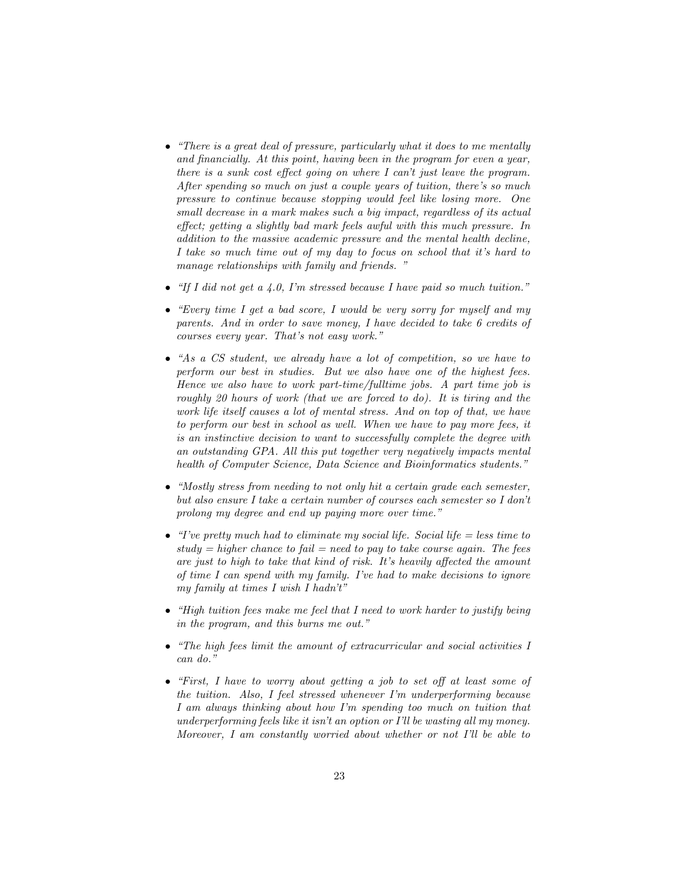- *"There is a great deal of pressure, particularly what it does to me mentally and financially. At this point, having been in the program for even a year, there is a sunk cost effect going on where I can't just leave the program. After spending so much on just a couple years of tuition, there's so much pressure to continue because stopping would feel like losing more. One small decrease in a mark makes such a big impact, regardless of its actual effect; getting a slightly bad mark feels awful with this much pressure. In addition to the massive academic pressure and the mental health decline, I take so much time out of my day to focus on school that it's hard to manage relationships with family and friends. "*

- *"If I did not get a 4.0, I'm stressed because I have paid so much tuition."*

- *"Every time I get a bad score, I would be very sorry for myself and my parents. And in order to save money, I have decided to take 6 credits of courses every year. That's not easy work."*

- *"As a CS student, we already have a lot of competition, so we have to perform our best in studies. But we also have one of the highest fees. Hence we also have to work part-time/fulltime jobs. A part time job is roughly 20 hours of work (that we are forced to do). It is tiring and the work life itself causes a lot of mental stress. And on top of that, we have to perform our best in school as well. When we have to pay more fees, it is an instinctive decision to want to successfully complete the degree with an outstanding GPA. All this put together very negatively impacts mental health of Computer Science, Data Science and Bioinformatics students."*

- *"Mostly stress from needing to not only hit a certain grade each semester, but also ensure I take a certain number of courses each semester so I don't prolong my degree and end up paying more over time."*

- *"I've pretty much had to eliminate my social life. Social life = less time to study = higher chance to fail = need to pay to take course again. The fees are just to high to take that kind of risk. It's heavily affected the amount of time I can spend with my family. I've had to make decisions to ignore my family at times I wish I hadn't"*

- *"High tuition fees make me feel that I need to work harder to justify being in the program, and this burns me out."*

- *"The high fees limit the amount of extracurricular and social activities I can do."*

- *"First, I have to worry about getting a job to set off at least some of the tuition. Also, I feel stressed whenever I'm underperforming because I am always thinking about how I'm spending too much on tuition that underperforming feels like it isn't an option or I'll be wasting all my money. Moreover, I am constantly worried about whether or not I'll be able to*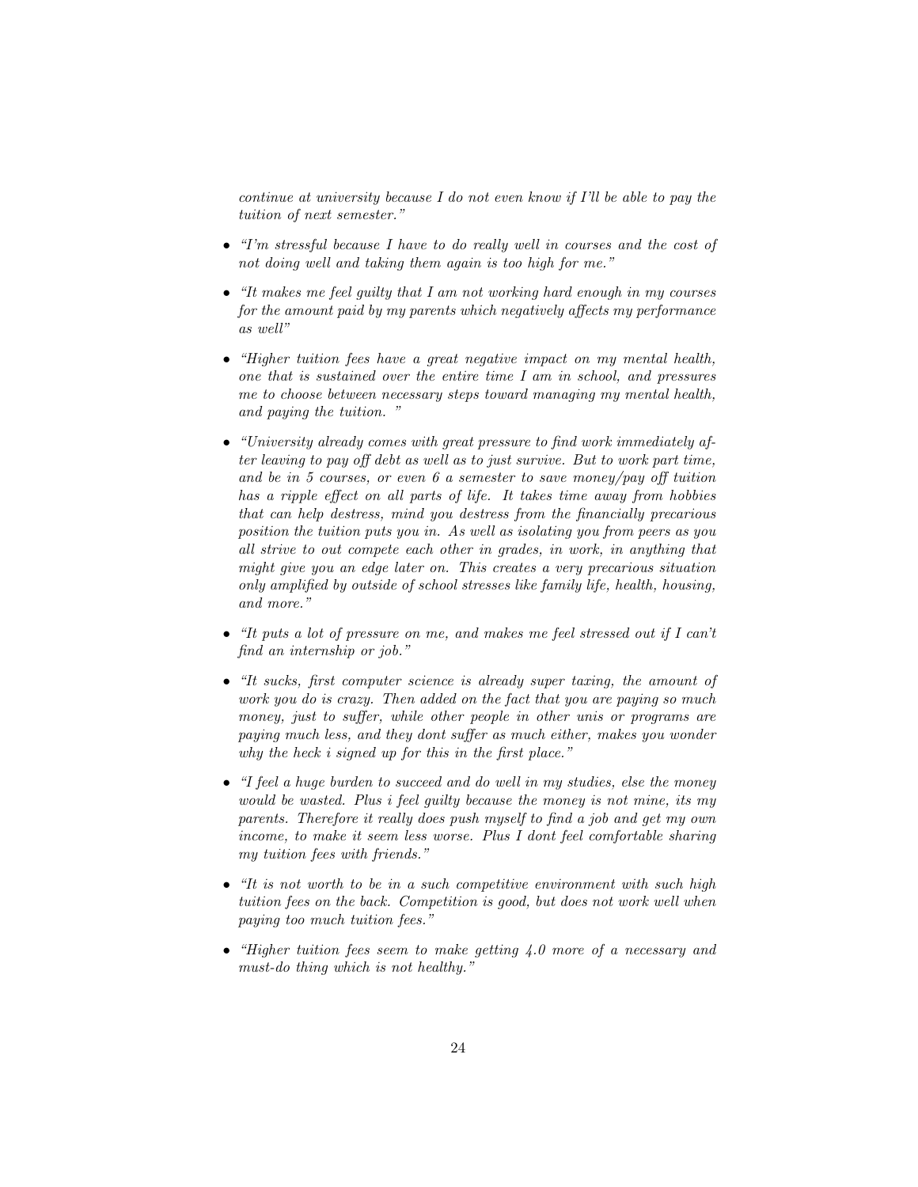*continue at university because I do not even know if I'll be able to pay the tuition of next semester."*

- *"I'm stressful because I have to do really well in courses and the cost of not doing well and taking them again is too high for me."*
- *"It makes me feel guilty that I am not working hard enough in my courses for the amount paid by my parents which negatively affects my performance as well"*
- *"Higher tuition fees have a great negative impact on my mental health, one that is sustained over the entire time I am in school, and pressures me to choose between necessary steps toward managing my mental health, and paying the tuition. "*
- *"University already comes with great pressure to find work immediately after leaving to pay off debt as well as to just survive. But to work part time, and be in 5 courses, or even 6 a semester to save money/pay off tuition has a ripple effect on all parts of life. It takes time away from hobbies that can help destress, mind you destress from the financially precarious position the tuition puts you in. As well as isolating you from peers as you all strive to out compete each other in grades, in work, in anything that might give you an edge later on. This creates a very precarious situation only amplified by outside of school stresses like family life, health, housing, and more."*
- *"It puts a lot of pressure on me, and makes me feel stressed out if I can't find an internship or job."*
- *"It sucks, first computer science is already super taxing, the amount of work you do is crazy. Then added on the fact that you are paying so much money, just to suffer, while other people in other unis or programs are paying much less, and they dont suffer as much either, makes you wonder why the heck i signed up for this in the first place."*
- *"I feel a huge burden to succeed and do well in my studies, else the money would be wasted. Plus i feel guilty because the money is not mine, its my parents. Therefore it really does push myself to find a job and get my own income, to make it seem less worse. Plus I dont feel comfortable sharing my tuition fees with friends."*
- *"It is not worth to be in a such competitive environment with such high tuition fees on the back. Competition is good, but does not work well when paying too much tuition fees."*
- *"Higher tuition fees seem to make getting 4.0 more of a necessary and must-do thing which is not healthy."*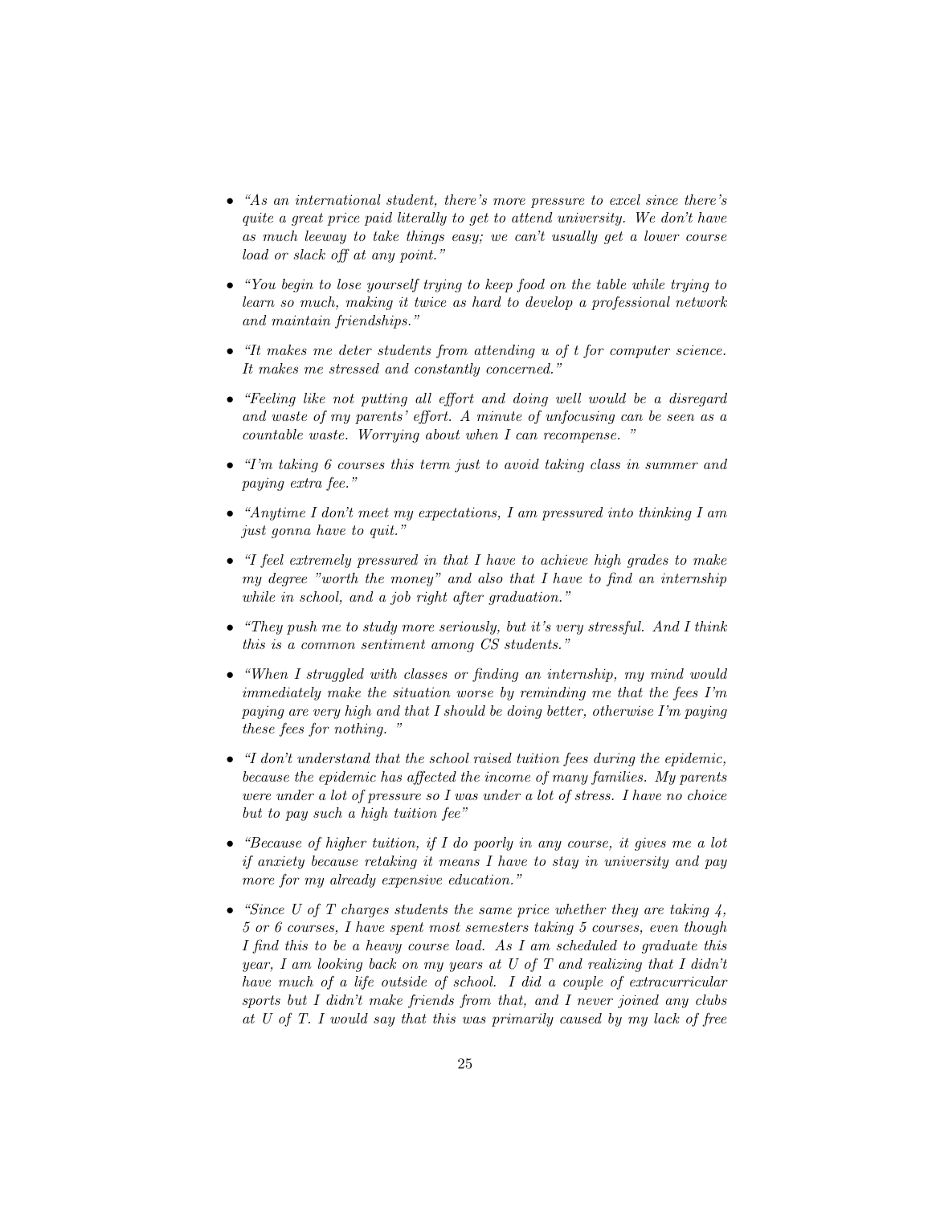- *"As an international student, there's more pressure to excel since there's quite a great price paid literally to get to attend university. We don't have as much leeway to take things easy; we can't usually get a lower course load or slack off at any point."*

- *"You begin to lose yourself trying to keep food on the table while trying to learn so much, making it twice as hard to develop a professional network and maintain friendships."*

- *"It makes me deter students from attending u of t for computer science. It makes me stressed and constantly concerned."*

- *"Feeling like not putting all effort and doing well would be a disregard and waste of my parents' effort. A minute of unfocusing can be seen as a countable waste. Worrying about when I can recompense. "*

- *"I'm taking 6 courses this term just to avoid taking class in summer and paying extra fee."*

- *"Anytime I don't meet my expectations, I am pressured into thinking I am just gonna have to quit."*

- *"I feel extremely pressured in that I have to achieve high grades to make my degree "worth the money" and also that I have to find an internship while in school, and a job right after graduation."*

- *"They push me to study more seriously, but it's very stressful. And I think this is a common sentiment among CS students."*

- *"When I struggled with classes or finding an internship, my mind would immediately make the situation worse by reminding me that the fees I'm paying are very high and that I should be doing better, otherwise I'm paying these fees for nothing. "*

- *"I don't understand that the school raised tuition fees during the epidemic, because the epidemic has affected the income of many families. My parents were under a lot of pressure so I was under a lot of stress. I have no choice but to pay such a high tuition fee"*

- *"Because of higher tuition, if I do poorly in any course, it gives me a lot if anxiety because retaking it means I have to stay in university and pay more for my already expensive education."*

- *"Since U of T charges students the same price whether they are taking 4, 5 or 6 courses, I have spent most semesters taking 5 courses, even though I find this to be a heavy course load. As I am scheduled to graduate this year, I am looking back on my years at U of T and realizing that I didn't have much of a life outside of school. I did a couple of extracurricular sports but I didn't make friends from that, and I never joined any clubs at U of T. I would say that this was primarily caused by my lack of free*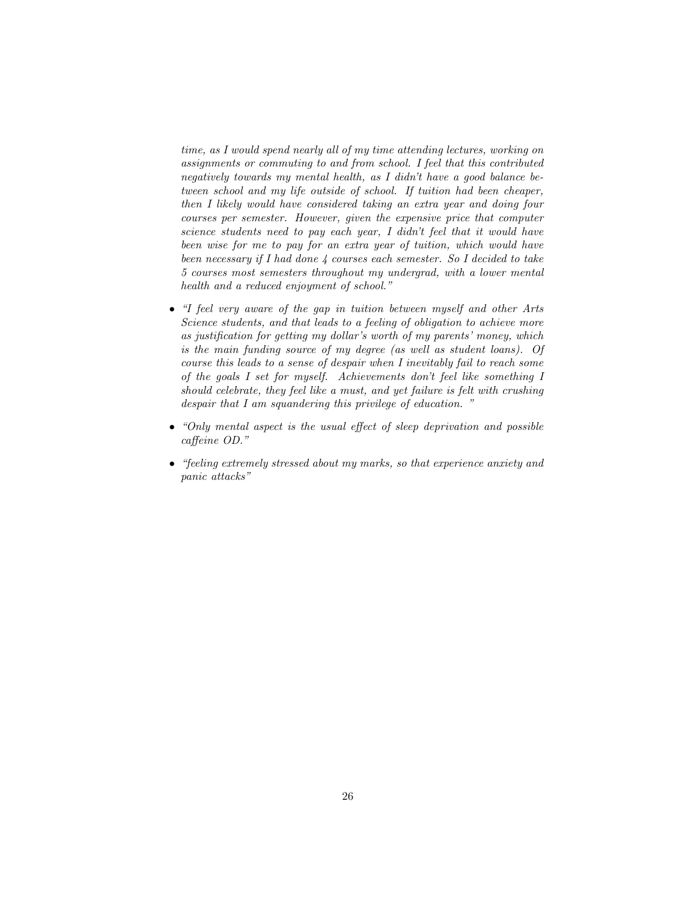*time, as I would spend nearly all of my time attending lectures, working on assignments or commuting to and from school. I feel that this contributed negatively towards my mental health, as I didn't have a good balance between school and my life outside of school. If tuition had been cheaper, then I likely would have considered taking an extra year and doing four courses per semester. However, given the expensive price that computer science students need to pay each year, I didn't feel that it would have been wise for me to pay for an extra year of tuition, which would have been necessary if I had done 4 courses each semester. So I decided to take 5 courses most semesters throughout my undergrad, with a lower mental health and a reduced enjoyment of school."*

- *"I feel very aware of the gap in tuition between myself and other Arts Science students, and that leads to a feeling of obligation to achieve more as justification for getting my dollar's worth of my parents' money, which is the main funding source of my degree (as well as student loans). Of course this leads to a sense of despair when I inevitably fail to reach some of the goals I set for myself. Achievements don't feel like something I should celebrate, they feel like a must, and yet failure is felt with crushing despair that I am squandering this privilege of education. "*
- *"Only mental aspect is the usual effect of sleep deprivation and possible caffeine OD."*
- *"feeling extremely stressed about my marks, so that experience anxiety and panic attacks"*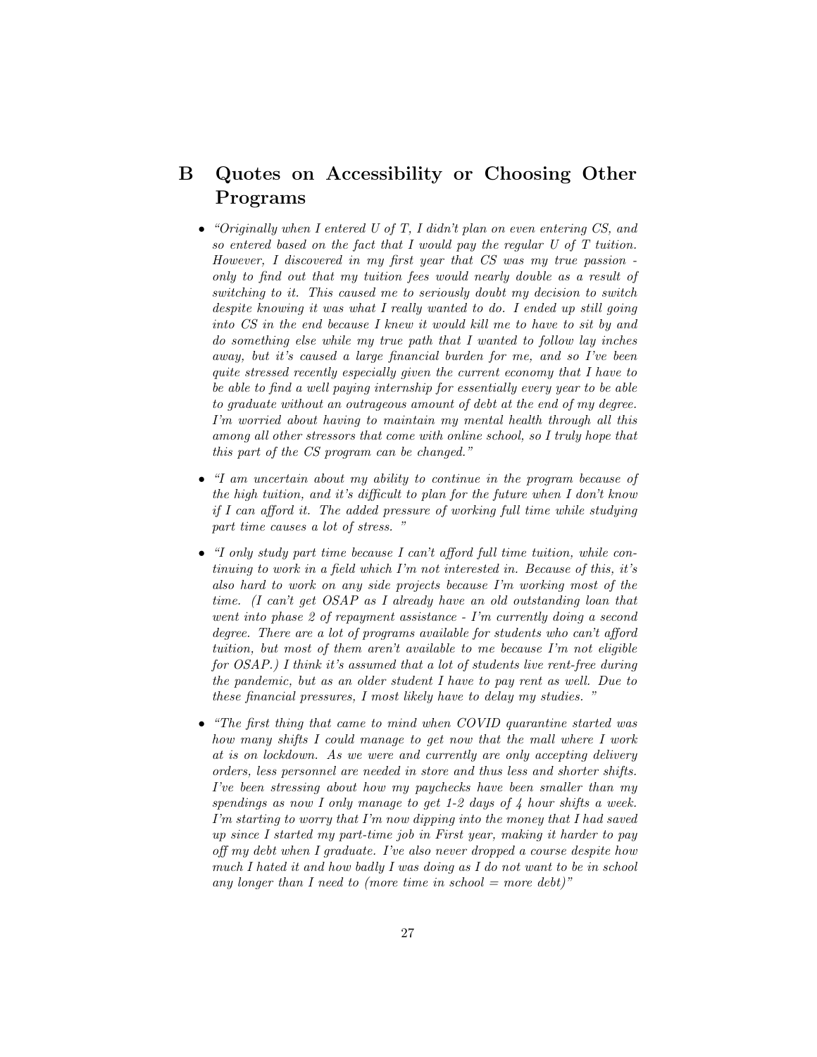# B Quotes on Accessibility or Choosing Other Programs

- *"Originally when I entered U of T, I didn't plan on even entering CS, and so entered based on the fact that I would pay the regular U of T tuition. However, I discovered in my first year that CS was my true passion - only to find out that my tuition fees would nearly double as a result of switching to it. This caused me to seriously doubt my decision to switch despite knowing it was what I really wanted to do. I ended up still going into CS in the end because I knew it would kill me to have to sit by and do something else while my true path that I wanted to follow lay inches away, but it's caused a large financial burden for me, and so I've been quite stressed recently especially given the current economy that I have to be able to find a well paying internship for essentially every year to be able to graduate without an outrageous amount of debt at the end of my degree. I'm worried about having to maintain my mental health through all this among all other stressors that come with online school, so I truly hope that this part of the CS program can be changed."*

- *"I am uncertain about my ability to continue in the program because of the high tuition, and it's difficult to plan for the future when I don't know if I can afford it. The added pressure of working full time while studying part time causes a lot of stress. "*

- *"I only study part time because I can't afford full time tuition, while continuing to work in a field which I'm not interested in. Because of this, it's also hard to work on any side projects because I'm working most of the time. (I can't get OSAP as I already have an old outstanding loan that went into phase 2 of repayment assistance - I'm currently doing a second degree. There are a lot of programs available for students who can't afford tuition, but most of them aren't available to me because I'm not eligible for OSAP.) I think it's assumed that a lot of students live rent-free during the pandemic, but as an older student I have to pay rent as well. Due to these financial pressures, I most likely have to delay my studies. "*

- *"The first thing that came to mind when COVID quarantine started was how many shifts I could manage to get now that the mall where I work at is on lockdown. As we were and currently are only accepting delivery orders, less personnel are needed in store and thus less and shorter shifts. I've been stressing about how my paychecks have been smaller than my spendings as now I only manage to get 1-2 days of 4 hour shifts a week. I'm starting to worry that I'm now dipping into the money that I had saved up since I started my part-time job in First year, making it harder to pay off my debt when I graduate. I've also never dropped a course despite how much I hated it and how badly I was doing as I do not want to be in school any longer than I need to (more time in school = more debt)"*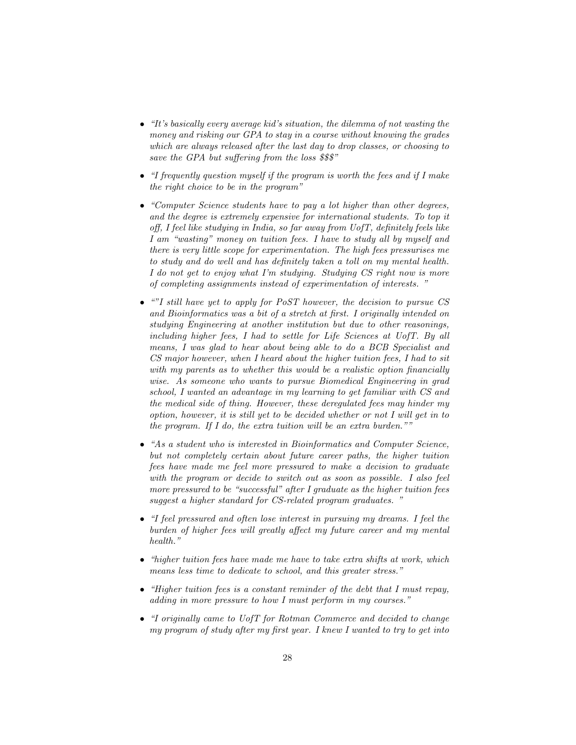- *"It's basically every average kid's situation, the dilemma of not wasting the money and risking our GPA to stay in a course without knowing the grades which are always released after the last day to drop classes, or choosing to save the GPA but suffering from the loss $$$"*

- *"I frequently question myself if the program is worth the fees and if I make the right choice to be in the program"*

- *"Computer Science students have to pay a lot higher than other degrees, and the degree is extremely expensive for international students. To top it off, I feel like studying in India, so far away from UofT, definitely feels like I am "wasting" money on tuition fees. I have to study all by myself and there is very little scope for experimentation. The high fees pressurises me to study and do well and has definitely taken a toll on my mental health. I do not get to enjoy what I'm studying. Studying CS right now is more of completing assignments instead of experimentation of interests. "*

- *""I still have yet to apply for PoST however, the decision to pursue CS and Bioinformatics was a bit of a stretch at first. I originally intended on studying Engineering at another institution but due to other reasonings, including higher fees, I had to settle for Life Sciences at UofT. By all means, I was glad to hear about being able to do a BCB Specialist and CS major however, when I heard about the higher tuition fees, I had to sit with my parents as to whether this would be a realistic option financially wise. As someone who wants to pursue Biomedical Engineering in grad school, I wanted an advantage in my learning to get familiar with CS and the medical side of thing. However, these deregulated fees may hinder my option, however, it is still yet to be decided whether or not I will get in to the program. If I do, the extra tuition will be an extra burden.""*

- *"As a student who is interested in Bioinformatics and Computer Science, but not completely certain about future career paths, the higher tuition fees have made me feel more pressured to make a decision to graduate with the program or decide to switch out as soon as possible. I also feel more pressured to be "successful" after I graduate as the higher tuition fees suggest a higher standard for CS-related program graduates. "*

- *"I feel pressured and often lose interest in pursuing my dreams. I feel the burden of higher fees will greatly affect my future career and my mental health."*

- *"higher tuition fees have made me have to take extra shifts at work, which means less time to dedicate to school, and this greater stress."*

- *"Higher tuition fees is a constant reminder of the debt that I must repay, adding in more pressure to how I must perform in my courses."*

- *"I originally came to UofT for Rotman Commerce and decided to change my program of study after my first year. I knew I wanted to try to get into*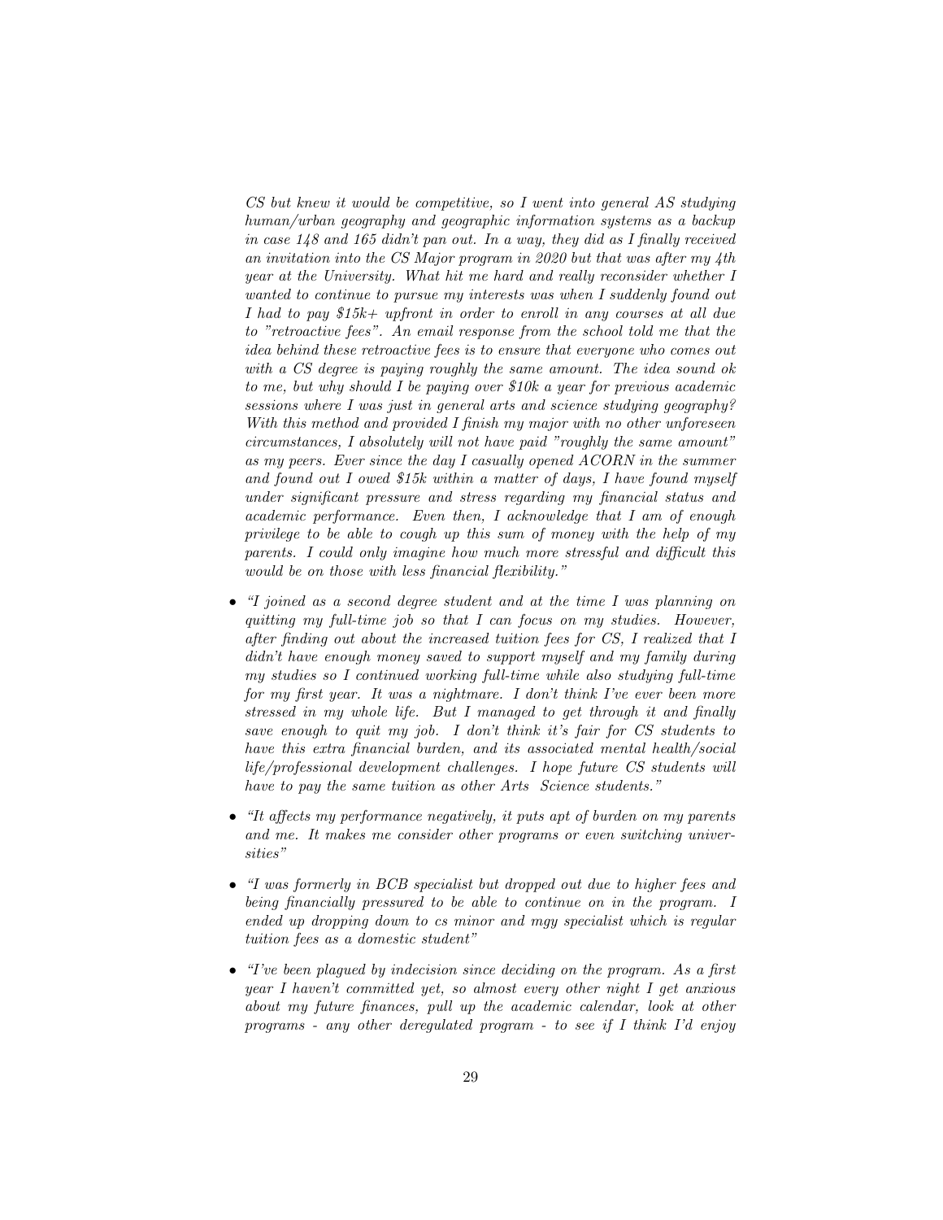*CS but knew it would be competitive, so I went into general AS studying human/urban geography and geographic information systems as a backup in case 148 and 165 didn't pan out. In a way, they did as I finally received an invitation into the CS Major program in 2020 but that was after my 4th year at the University. What hit me hard and really reconsider whether I wanted to continue to pursue my interests was when I suddenly found out I had to pay $15k+ upfront in order to enroll in any courses at all due to "retroactive fees". An email response from the school told me that the idea behind these retroactive fees is to ensure that everyone who comes out with a CS degree is paying roughly the same amount. The idea sound ok to me, but why should I be paying over $10k a year for previous academic sessions where I was just in general arts and science studying geography? With this method and provided I finish my major with no other unforeseen circumstances, I absolutely will not have paid "roughly the same amount" as my peers. Ever since the day I casually opened ACORN in the summer and found out I owed $15k within a matter of days, I have found myself under significant pressure and stress regarding my financial status and academic performance. Even then, I acknowledge that I am of enough privilege to be able to cough up this sum of money with the help of my parents. I could only imagine how much more stressful and difficult this would be on those with less financial flexibility."*

- *"I joined as a second degree student and at the time I was planning on quitting my full-time job so that I can focus on my studies. However, after finding out about the increased tuition fees for CS, I realized that I didn't have enough money saved to support myself and my family during my studies so I continued working full-time while also studying full-time for my first year. It was a nightmare. I don't think I've ever been more stressed in my whole life. But I managed to get through it and finally save enough to quit my job. I don't think it's fair for CS students to have this extra financial burden, and its associated mental health/social life/professional development challenges. I hope future CS students will have to pay the same tuition as other Arts Science students."*
- *"It affects my performance negatively, it puts apt of burden on my parents and me. It makes me consider other programs or even switching universities"*
- *"I was formerly in BCB specialist but dropped out due to higher fees and being financially pressured to be able to continue on in the program. I ended up dropping down to cs minor and mgy specialist which is regular tuition fees as a domestic student"*
- *"I've been plagued by indecision since deciding on the program. As a first year I haven't committed yet, so almost every other night I get anxious about my future finances, pull up the academic calendar, look at other programs - any other deregulated program - to see if I think I'd enjoy*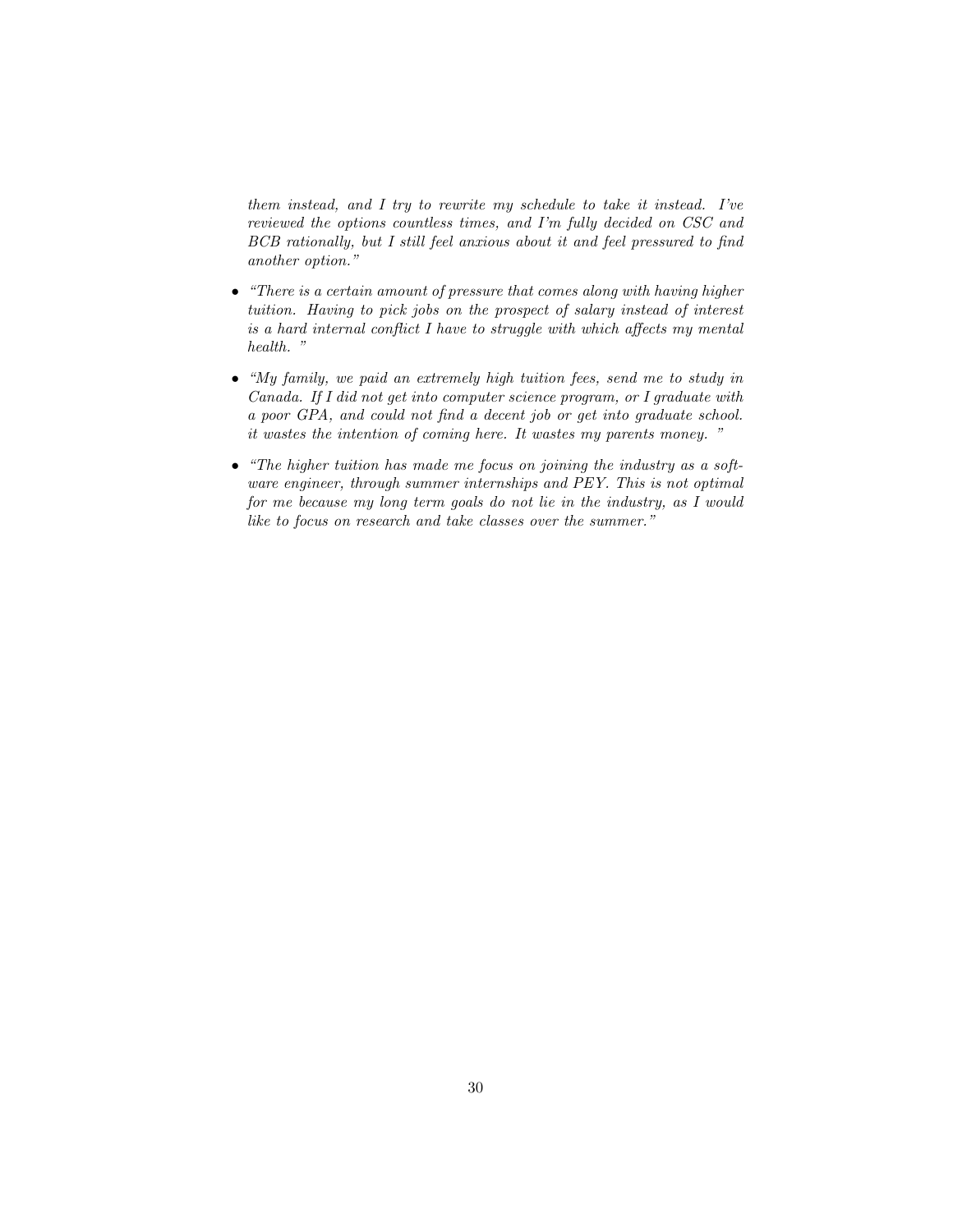*them instead, and I try to rewrite my schedule to take it instead. I've reviewed the options countless times, and I'm fully decided on CSC and BCB rationally, but I still feel anxious about it and feel pressured to find another option."*

- *"There is a certain amount of pressure that comes along with having higher tuition. Having to pick jobs on the prospect of salary instead of interest is a hard internal conflict I have to struggle with which affects my mental health. "*

- *"My family, we paid an extremely high tuition fees, send me to study in Canada. If I did not get into computer science program, or I graduate with a poor GPA, and could not find a decent job or get into graduate school. it wastes the intention of coming here. It wastes my parents money. "*

- *"The higher tuition has made me focus on joining the industry as a software engineer, through summer internships and PEY. This is not optimal for me because my long term goals do not lie in the industry, as I would like to focus on research and take classes over the summer."*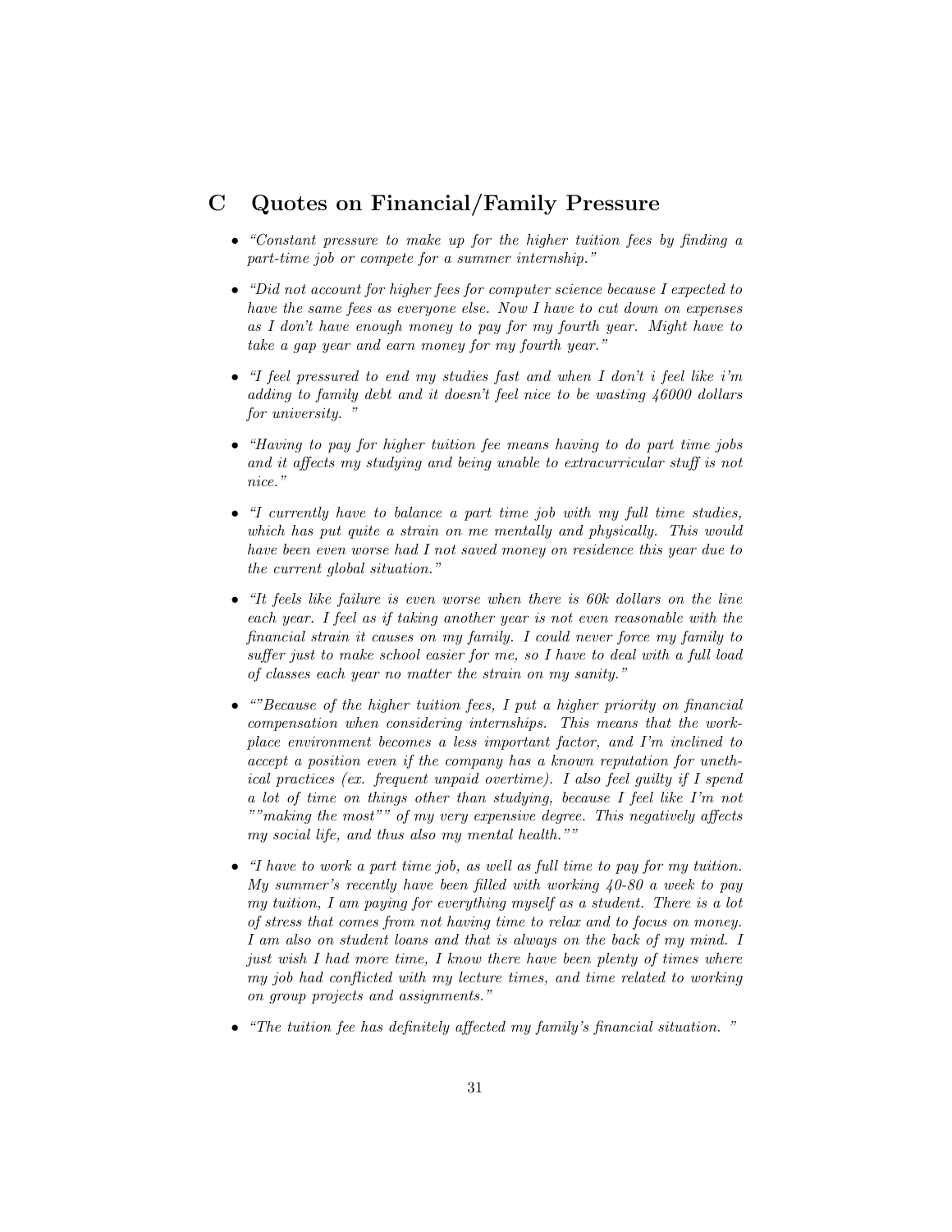# C Quotes on Financial/Family Pressure

- *"Constant pressure to make up for the higher tuition fees by finding a part-time job or compete for a summer internship."*
- *"Did not account for higher fees for computer science because I expected to have the same fees as everyone else. Now I have to cut down on expenses as I don't have enough money to pay for my fourth year. Might have to take a gap year and earn money for my fourth year."*
- *"I feel pressured to end my studies fast and when I don't i feel like i'm adding to family debt and it doesn't feel nice to be wasting 46000 dollars for university. "*
- *"Having to pay for higher tuition fee means having to do part time jobs and it affects my studying and being unable to extracurricular stuff is not nice."*
- *"I currently have to balance a part time job with my full time studies, which has put quite a strain on me mentally and physically. This would have been even worse had I not saved money on residence this year due to the current global situation."*
- *"It feels like failure is even worse when there is 60k dollars on the line each year. I feel as if taking another year is not even reasonable with the financial strain it causes on my family. I could never force my family to suffer just to make school easier for me, so I have to deal with a full load of classes each year no matter the strain on my sanity."*
- *""Because of the higher tuition fees, I put a higher priority on financial compensation when considering internships. This means that the workplace environment becomes a less important factor, and I'm inclined to accept a position even if the company has a known reputation for unethical practices (ex. frequent unpaid overtime). I also feel guilty if I spend a lot of time on things other than studying, because I feel like I'm not ""making the most"" of my very expensive degree. This negatively affects my social life, and thus also my mental health.""*
- *"I have to work a part time job, as well as full time to pay for my tuition. My summer's recently have been filled with working 40-80 a week to pay my tuition, I am paying for everything myself as a student. There is a lot of stress that comes from not having time to relax and to focus on money. I am also on student loans and that is always on the back of my mind. I just wish I had more time, I know there have been plenty of times where my job had conflicted with my lecture times, and time related to working on group projects and assignments."*
- *"The tuition fee has definitely affected my family's financial situation. "*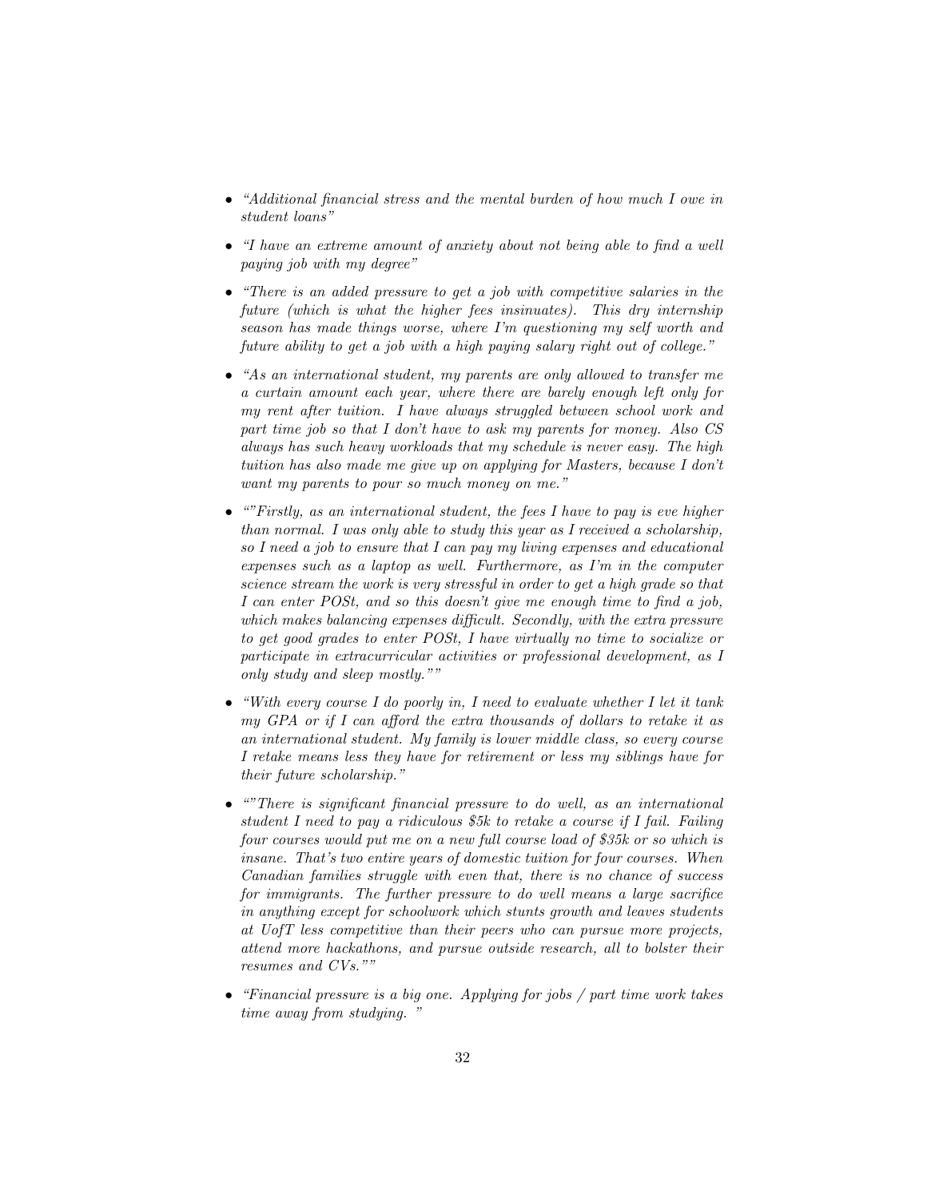- *"Additional financial stress and the mental burden of how much I owe in student loans"*
- *"I have an extreme amount of anxiety about not being able to find a well paying job with my degree"*
- *"There is an added pressure to get a job with competitive salaries in the future (which is what the higher fees insinuates). This dry internship season has made things worse, where I'm questioning my self worth and future ability to get a job with a high paying salary right out of college."*
- *"As an international student, my parents are only allowed to transfer me a curtain amount each year, where there are barely enough left only for my rent after tuition. I have always struggled between school work and part time job so that I don't have to ask my parents for money. Also CS always has such heavy workloads that my schedule is never easy. The high tuition has also made me give up on applying for Masters, because I don't want my parents to pour so much money on me."*
- *""Firstly, as an international student, the fees I have to pay is eve higher than normal. I was only able to study this year as I received a scholarship, so I need a job to ensure that I can pay my living expenses and educational expenses such as a laptop as well. Furthermore, as I'm in the computer science stream the work is very stressful in order to get a high grade so that I can enter POSt, and so this doesn't give me enough time to find a job, which makes balancing expenses difficult. Secondly, with the extra pressure to get good grades to enter POSt, I have virtually no time to socialize or participate in extracurricular activities or professional development, as I only study and sleep mostly.""*
- *"With every course I do poorly in, I need to evaluate whether I let it tank my GPA or if I can afford the extra thousands of dollars to retake it as an international student. My family is lower middle class, so every course I retake means less they have for retirement or less my siblings have for their future scholarship."*
- *""There is significant financial pressure to do well, as an international student I need to pay a ridiculous $5k to retake a course if I fail. Failing four courses would put me on a new full course load of $35k or so which is insane. That's two entire years of domestic tuition for four courses. When Canadian families struggle with even that, there is no chance of success for immigrants. The further pressure to do well means a large sacrifice in anything except for schoolwork which stunts growth and leaves students at UofT less competitive than their peers who can pursue more projects, attend more hackathons, and pursue outside research, all to bolster their resumes and CVs.""*
- *"Financial pressure is a big one. Applying for jobs / part time work takes time away from studying. "*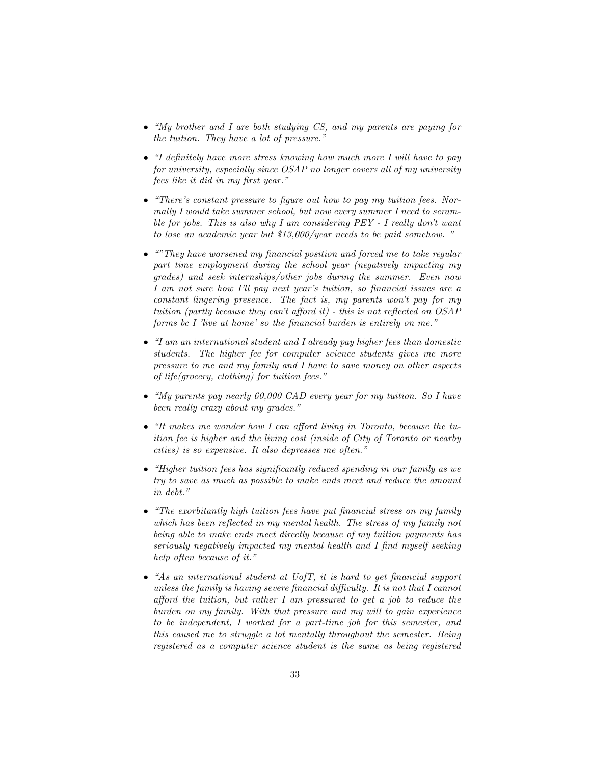- *"My brother and I are both studying CS, and my parents are paying for the tuition. They have a lot of pressure."*

- *"I definitely have more stress knowing how much more I will have to pay for university, especially since OSAP no longer covers all of my university fees like it did in my first year."*

- *"There's constant pressure to figure out how to pay my tuition fees. Normally I would take summer school, but now every summer I need to scramble for jobs. This is also why I am considering PEY - I really don't want to lose an academic year but $13,000/year needs to be paid somehow. "*

- *""They have worsened my financial position and forced me to take regular part time employment during the school year (negatively impacting my grades) and seek internships/other jobs during the summer. Even now I am not sure how I'll pay next year's tuition, so financial issues are a constant lingering presence. The fact is, my parents won't pay for my tuition (partly because they can't afford it) - this is not reflected on OSAP forms bc I 'live at home' so the financial burden is entirely on me."*

- *"I am an international student and I already pay higher fees than domestic students. The higher fee for computer science students gives me more pressure to me and my family and I have to save money on other aspects of life(grocery, clothing) for tuition fees."*

- *"My parents pay nearly 60,000 CAD every year for my tuition. So I have been really crazy about my grades."*

- *"It makes me wonder how I can afford living in Toronto, because the tuition fee is higher and the living cost (inside of City of Toronto or nearby cities) is so expensive. It also depresses me often."*

- *"Higher tuition fees has significantly reduced spending in our family as we try to save as much as possible to make ends meet and reduce the amount in debt."*

- *"The exorbitantly high tuition fees have put financial stress on my family which has been reflected in my mental health. The stress of my family not being able to make ends meet directly because of my tuition payments has seriously negatively impacted my mental health and I find myself seeking help often because of it."*

- *"As an international student at UofT, it is hard to get financial support unless the family is having severe financial difficulty. It is not that I cannot afford the tuition, but rather I am pressured to get a job to reduce the burden on my family. With that pressure and my will to gain experience to be independent, I worked for a part-time job for this semester, and this caused me to struggle a lot mentally throughout the semester. Being registered as a computer science student is the same as being registered*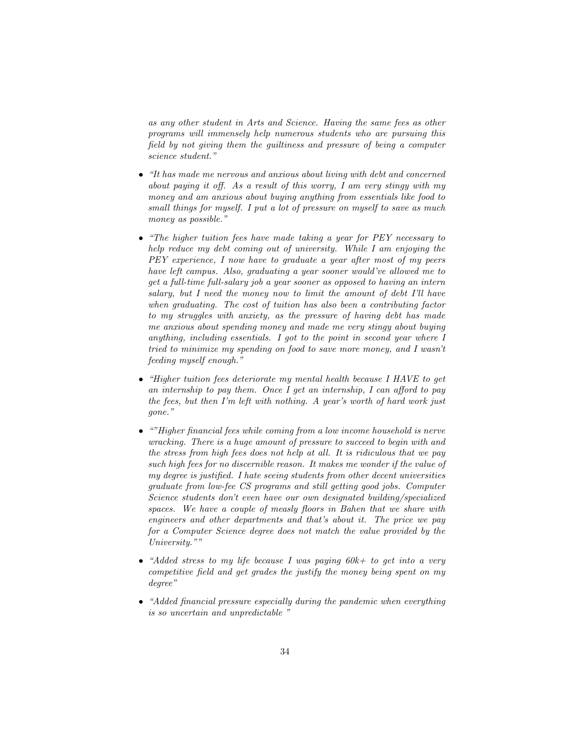*as any other student in Arts and Science. Having the same fees as other programs will immensely help numerous students who are pursuing this field by not giving them the guiltiness and pressure of being a computer science student."*

- *"It has made me nervous and anxious about living with debt and concerned about paying it off. As a result of this worry, I am very stingy with my money and am anxious about buying anything from essentials like food to small things for myself. I put a lot of pressure on myself to save as much money as possible."*
- *"The higher tuition fees have made taking a year for PEY necessary to help reduce my debt coming out of university. While I am enjoying the PEY experience, I now have to graduate a year after most of my peers have left campus. Also, graduating a year sooner would've allowed me to get a full-time full-salary job a year sooner as opposed to having an intern salary, but I need the money now to limit the amount of debt I'll have when graduating. The cost of tuition has also been a contributing factor to my struggles with anxiety, as the pressure of having debt has made me anxious about spending money and made me very stingy about buying anything, including essentials. I got to the point in second year where I tried to minimize my spending on food to save more money, and I wasn't feeding myself enough."*
- *"Higher tuition fees deteriorate my mental health because I HAVE to get an internship to pay them. Once I get an internship, I can afford to pay the fees, but then I'm left with nothing. A year's worth of hard work just gone."*
- *""Higher financial fees while coming from a low income household is nerve wracking. There is a huge amount of pressure to succeed to begin with and the stress from high fees does not help at all. It is ridiculous that we pay such high fees for no discernible reason. It makes me wonder if the value of my degree is justified. I hate seeing students from other decent universities graduate from low-fee CS programs and still getting good jobs. Computer Science students don't even have our own designated building/specialized spaces. We have a couple of measly floors in Bahen that we share with engineers and other departments and that's about it. The price we pay for a Computer Science degree does not match the value provided by the University.""*
- *"Added stress to my life because I was paying 60k+ to get into a very competitive field and get grades the justify the money being spent on my degree"*
- *"Added financial pressure especially during the pandemic when everything is so uncertain and unpredictable "*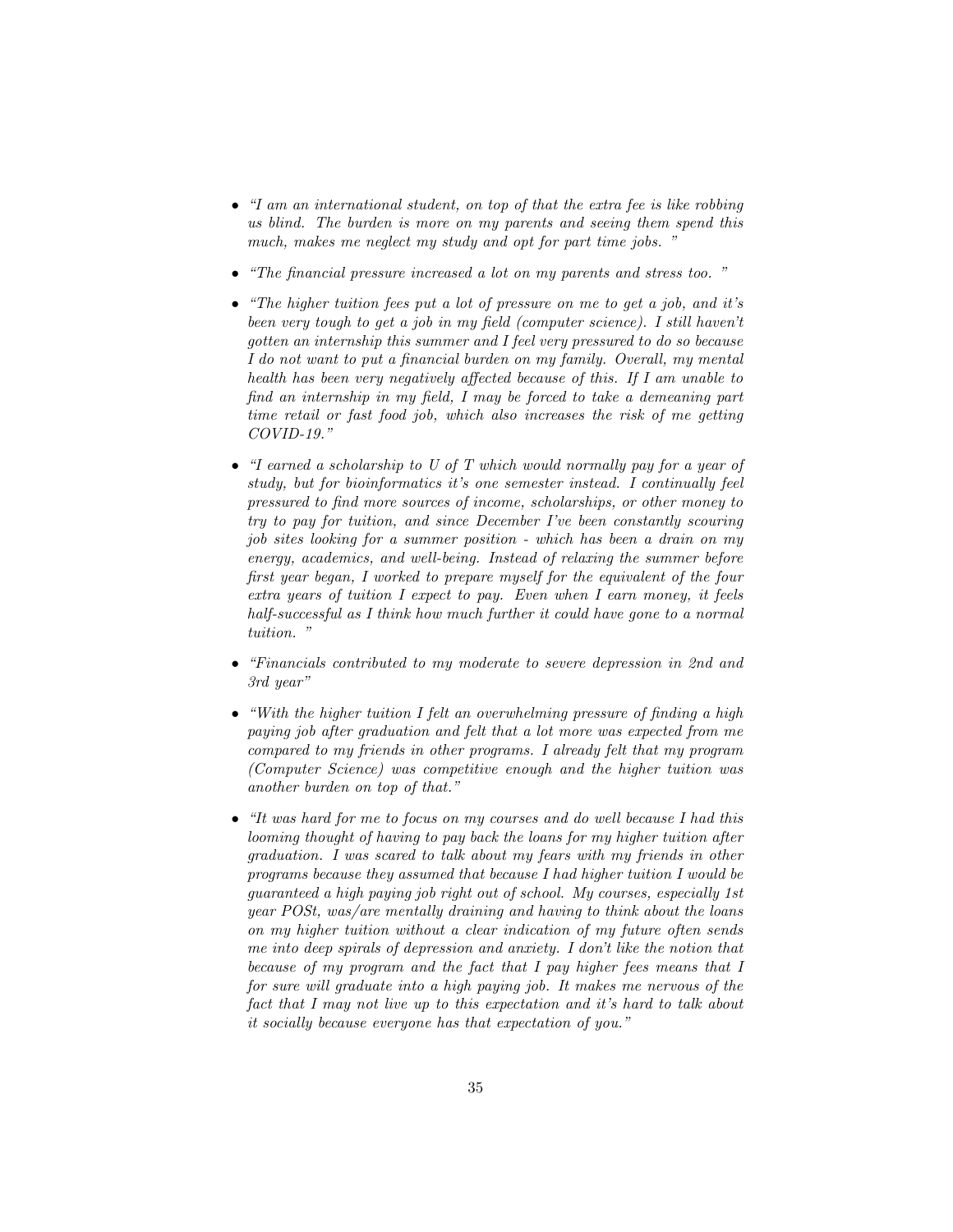- *"I am an international student, on top of that the extra fee is like robbing us blind. The burden is more on my parents and seeing them spend this much, makes me neglect my study and opt for part time jobs. "*

- *"The financial pressure increased a lot on my parents and stress too. "*

- *"The higher tuition fees put a lot of pressure on me to get a job, and it's been very tough to get a job in my field (computer science). I still haven't gotten an internship this summer and I feel very pressured to do so because I do not want to put a financial burden on my family. Overall, my mental health has been very negatively affected because of this. If I am unable to find an internship in my field, I may be forced to take a demeaning part time retail or fast food job, which also increases the risk of me getting COVID-19."*

- *"I earned a scholarship to U of T which would normally pay for a year of study, but for bioinformatics it's one semester instead. I continually feel pressured to find more sources of income, scholarships, or other money to try to pay for tuition, and since December I've been constantly scouring job sites looking for a summer position - which has been a drain on my energy, academics, and well-being. Instead of relaxing the summer before first year began, I worked to prepare myself for the equivalent of the four extra years of tuition I expect to pay. Even when I earn money, it feels half-successful as I think how much further it could have gone to a normal tuition. "*

- *"Financials contributed to my moderate to severe depression in 2nd and 3rd year"*

- *"With the higher tuition I felt an overwhelming pressure of finding a high paying job after graduation and felt that a lot more was expected from me compared to my friends in other programs. I already felt that my program (Computer Science) was competitive enough and the higher tuition was another burden on top of that."*

- *"It was hard for me to focus on my courses and do well because I had this looming thought of having to pay back the loans for my higher tuition after graduation. I was scared to talk about my fears with my friends in other programs because they assumed that because I had higher tuition I would be guaranteed a high paying job right out of school. My courses, especially 1st year POSt, was/are mentally draining and having to think about the loans on my higher tuition without a clear indication of my future often sends me into deep spirals of depression and anxiety. I don't like the notion that because of my program and the fact that I pay higher fees means that I for sure will graduate into a high paying job. It makes me nervous of the fact that I may not live up to this expectation and it's hard to talk about it socially because everyone has that expectation of you."*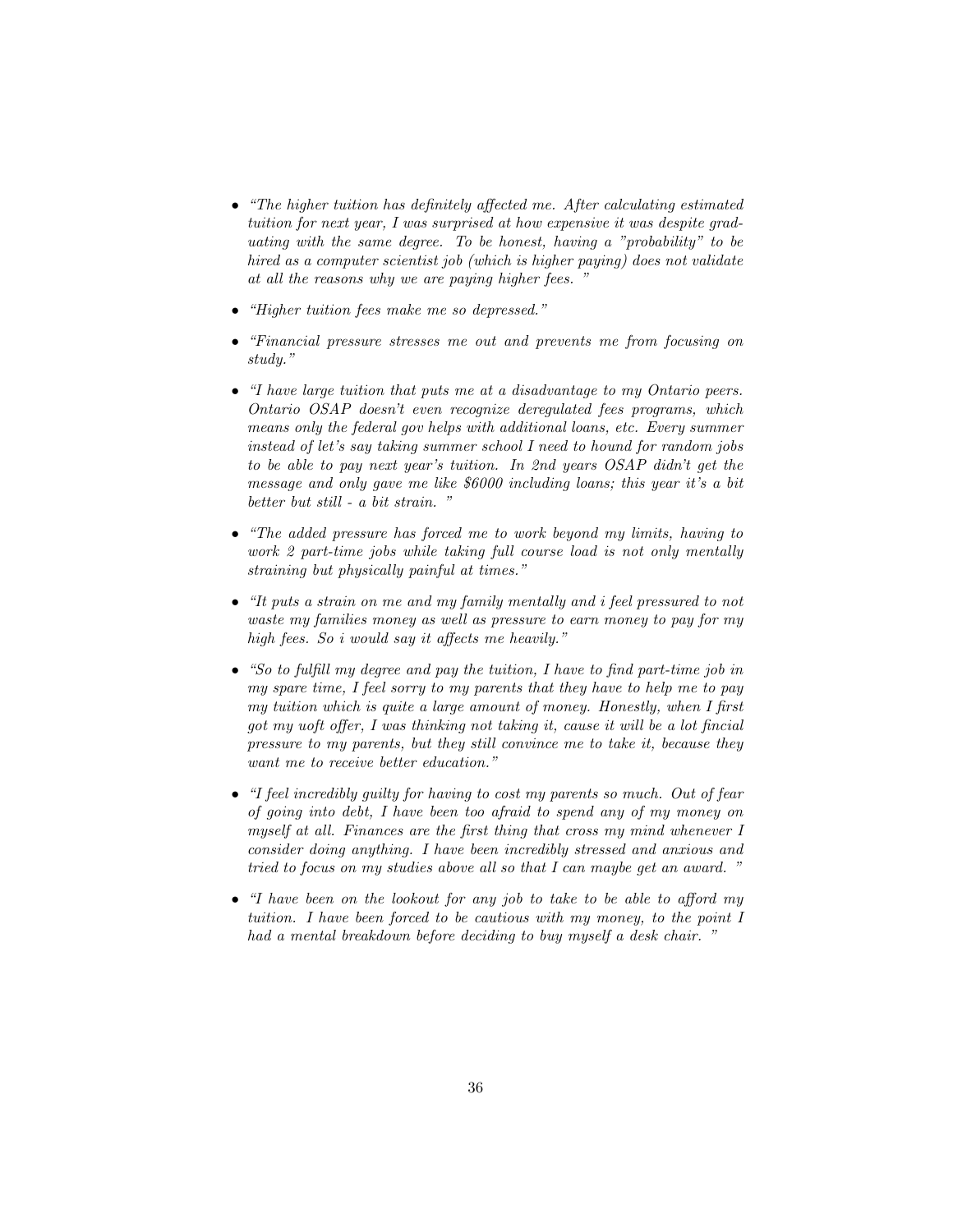- *"The higher tuition has definitely affected me. After calculating estimated tuition for next year, I was surprised at how expensive it was despite graduating with the same degree. To be honest, having a "probability" to be hired as a computer scientist job (which is higher paying) does not validate at all the reasons why we are paying higher fees. "*

- *"Higher tuition fees make me so depressed."*

- *"Financial pressure stresses me out and prevents me from focusing on study."*

- *"I have large tuition that puts me at a disadvantage to my Ontario peers. Ontario OSAP doesn't even recognize deregulated fees programs, which means only the federal gov helps with additional loans, etc. Every summer instead of let's say taking summer school I need to hound for random jobs to be able to pay next year's tuition. In 2nd years OSAP didn't get the message and only gave me like $6000 including loans; this year it's a bit better but still - a bit strain. "*

- *"The added pressure has forced me to work beyond my limits, having to work 2 part-time jobs while taking full course load is not only mentally straining but physically painful at times."*

- *"It puts a strain on me and my family mentally and i feel pressured to not waste my families money as well as pressure to earn money to pay for my high fees. So i would say it affects me heavily."*

- *"So to fulfill my degree and pay the tuition, I have to find part-time job in my spare time, I feel sorry to my parents that they have to help me to pay my tuition which is quite a large amount of money. Honestly, when I first got my uoft offer, I was thinking not taking it, cause it will be a lot fincial pressure to my parents, but they still convince me to take it, because they want me to receive better education."*

- *"I feel incredibly guilty for having to cost my parents so much. Out of fear of going into debt, I have been too afraid to spend any of my money on myself at all. Finances are the first thing that cross my mind whenever I consider doing anything. I have been incredibly stressed and anxious and tried to focus on my studies above all so that I can maybe get an award. "*

- *"I have been on the lookout for any job to take to be able to afford my tuition. I have been forced to be cautious with my money, to the point I had a mental breakdown before deciding to buy myself a desk chair. "*